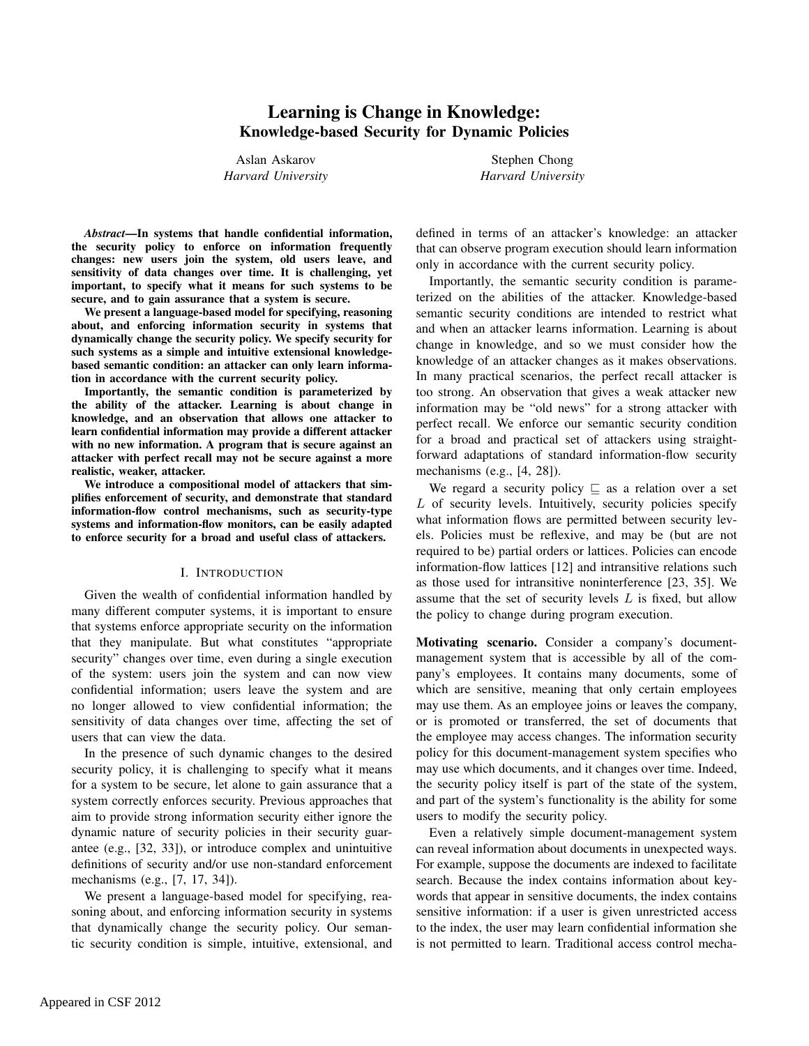# Learning is Change in Knowledge: Knowledge-based Security for Dynamic Policies

Aslan Askarov
*Harvard University*

Stephen Chong
*Harvard University*

***Abstract*—In systems that handle confidential information, the security policy to enforce on information frequently changes: new users join the system, old users leave, and sensitivity of data changes over time. It is challenging, yet important, to specify what it means for such systems to be secure, and to gain assurance that a system is secure.**

**We present a language-based model for specifying, reasoning about, and enforcing information security in systems that dynamically change the security policy. We specify security for such systems as a simple and intuitive extensional knowledge-based semantic condition: an attacker can only learn information in accordance with the current security policy.**

**Importantly, the semantic condition is parameterized by the ability of the attacker. Learning is about change in knowledge, and an observation that allows one attacker to learn confidential information may provide a different attacker with no new information. A program that is secure against an attacker with perfect recall may not be secure against a more realistic, weaker, attacker.**

**We introduce a compositional model of attackers that simplifies enforcement of security, and demonstrate that standard information-flow control mechanisms, such as security-type systems and information-flow monitors, can be easily adapted to enforce security for a broad and useful class of attackers.**

## I. Introduction

Given the wealth of confidential information handled by many different computer systems, it is important to ensure that systems enforce appropriate security on the information that they manipulate. But what constitutes "appropriate security" changes over time, even during a single execution of the system: users join the system and can now view confidential information; users leave the system and are no longer allowed to view confidential information; the sensitivity of data changes over time, affecting the set of users that can view the data.

In the presence of such dynamic changes to the desired security policy, it is challenging to specify what it means for a system to be secure, let alone to gain assurance that a system correctly enforces security. Previous approaches that aim to provide strong information security either ignore the dynamic nature of security policies in their security guarantee (e.g., [32, 33]), or introduce complex and unintuitive definitions of security and/or use non-standard enforcement mechanisms (e.g., [7, 17, 34]).

We present a language-based model for specifying, reasoning about, and enforcing information security in systems that dynamically change the security policy. Our semantic security condition is simple, intuitive, extensional, and defined in terms of an attacker's knowledge: an attacker that can observe program execution should learn information only in accordance with the current security policy.

Importantly, the semantic security condition is parameterized on the abilities of the attacker. Knowledge-based semantic security conditions are intended to restrict what and when an attacker learns information. Learning is about change in knowledge, and so we must consider how the knowledge of an attacker changes as it makes observations. In many practical scenarios, the perfect recall attacker is too strong. An observation that gives a weak attacker new information may be "old news" for a strong attacker with perfect recall. We enforce our semantic security condition for a broad and practical set of attackers using straightforward adaptations of standard information-flow security mechanisms (e.g., [4, 28]).

We regard a security policy $\sqsubseteq$ as a relation over a set $L$ of security levels. Intuitively, security policies specify what information flows are permitted between security levels. Policies must be reflexive, and may be (but are not required to be) partial orders or lattices. Policies can encode information-flow lattices [12] and intransitive relations such as those used for intransitive noninterference [23, 35]. We assume that the set of security levels $L$ is fixed, but allow the policy to change during program execution.

**Motivating scenario.** Consider a company's document-management system that is accessible by all of the company's employees. It contains many documents, some of which are sensitive, meaning that only certain employees may use them. As an employee joins or leaves the company, or is promoted or transferred, the set of documents that the employee may access changes. The information security policy for this document-management system specifies who may use which documents, and it changes over time. Indeed, the security policy itself is part of the state of the system, and part of the system's functionality is the ability for some users to modify the security policy.

Even a relatively simple document-management system can reveal information about documents in unexpected ways. For example, suppose the documents are indexed to facilitate search. Because the index contains information about keywords that appear in sensitive documents, the index contains sensitive information: if a user is given unrestricted access to the index, the user may learn confidential information she is not permitted to learn. Traditional access control mecha-

Appeared in CSF 2012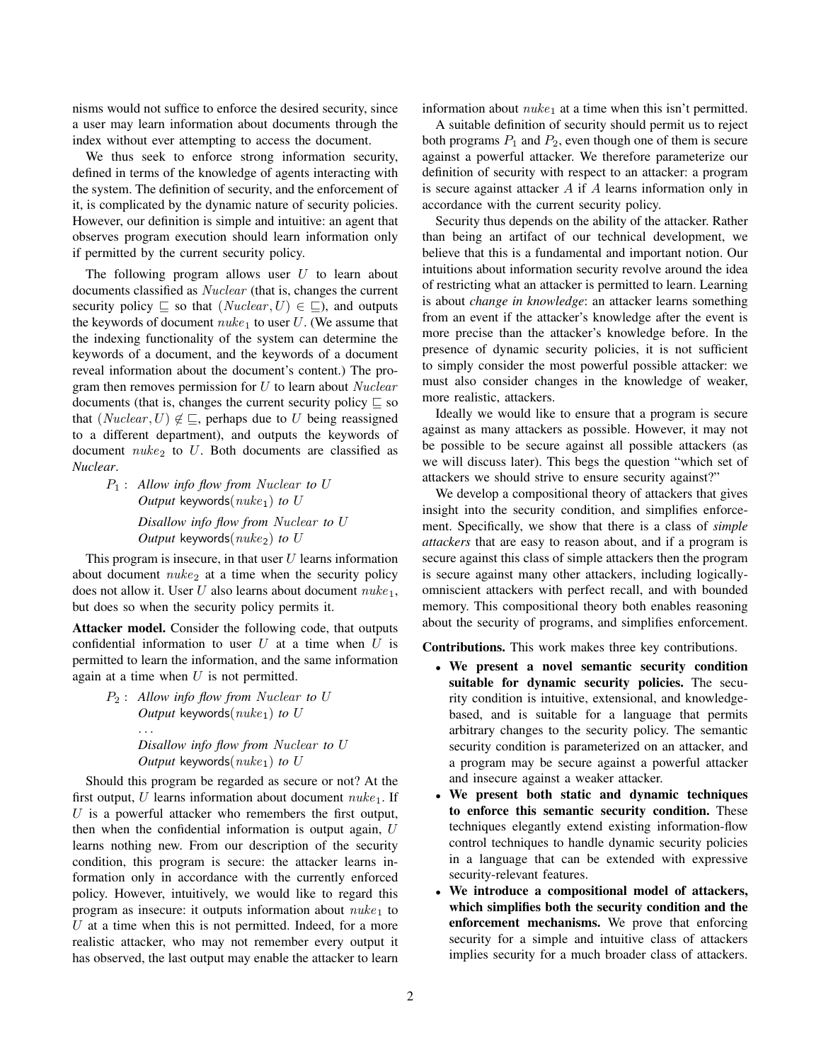nisms would not suffice to enforce the desired security, since a user may learn information about documents through the index without ever attempting to access the document.

We thus seek to enforce strong information security, defined in terms of the knowledge of agents interacting with the system. The definition of security, and the enforcement of it, is complicated by the dynamic nature of security policies. However, our definition is simple and intuitive: an agent that observes program execution should learn information only if permitted by the current security policy.

The following program allows user $U$ to learn about documents classified as $Nuclear$ (that is, changes the current security policy $\sqsubseteq$ so that $(Nuclear, U) \in \sqsubseteq$), and outputs the keywords of document $nuke_1$ to user $U$. (We assume that the indexing functionality of the system can determine the keywords of a document, and the keywords of a document reveal information about the document's content.) The program then removes permission for $U$ to learn about $Nuclear$ documents (that is, changes the current security policy $\sqsubseteq$ so that $(Nuclear, U) \notin \sqsubseteq$, perhaps due to $U$ being reassigned to a different department), and outputs the keywords of document $nuke_2$ to $U$. Both documents are classified as *Nuclear*.

$P_1$ : *Allow info flow from* $Nuclear$ *to* $U$
*Output* keywords($nuke_1$) *to* $U$
*Disallow info flow from* $Nuclear$ *to* $U$
*Output* keywords($nuke_2$) *to* $U$

This program is insecure, in that user $U$ learns information about document $nuke_2$ at a time when the security policy does not allow it. User $U$ also learns about document $nuke_1$, but does so when the security policy permits it.

**Attacker model.** Consider the following code, that outputs confidential information to user $U$ at a time when $U$ is permitted to learn the information, and the same information again at a time when $U$ is not permitted.

$P_2$ : *Allow info flow from* $Nuclear$ *to* $U$
*Output* keywords($nuke_1$) *to* $U$
...
*Disallow info flow from* $Nuclear$ *to* $U$
*Output* keywords($nuke_1$) *to* $U$

Should this program be regarded as secure or not? At the first output, $U$ learns information about document $nuke_1$. If $U$ is a powerful attacker who remembers the first output, then when the confidential information is output again, $U$ learns nothing new. From our description of the security condition, this program is secure: the attacker learns information only in accordance with the currently enforced policy. However, intuitively, we would like to regard this program as insecure: it outputs information about $nuke_1$ to $U$ at a time when this is not permitted. Indeed, for a more realistic attacker, who may not remember every output it has observed, the last output may enable the attacker to learn information about $nuke_1$ at a time when this isn't permitted.

A suitable definition of security should permit us to reject both programs $P_1$ and $P_2$, even though one of them is secure against a powerful attacker. We therefore parameterize our definition of security with respect to an attacker: a program is secure against attacker $A$ if $A$ learns information only in accordance with the current security policy.

Security thus depends on the ability of the attacker. Rather than being an artifact of our technical development, we believe that this is a fundamental and important notion. Our intuitions about information security revolve around the idea of restricting what an attacker is permitted to learn. Learning is about *change in knowledge*: an attacker learns something from an event if the attacker's knowledge after the event is more precise than the attacker's knowledge before. In the presence of dynamic security policies, it is not sufficient to simply consider the most powerful possible attacker: we must also consider changes in the knowledge of weaker, more realistic, attackers.

Ideally we would like to ensure that a program is secure against as many attackers as possible. However, it may not be possible to be secure against all possible attackers (as we will discuss later). This begs the question "which set of attackers we should strive to ensure security against?"

We develop a compositional theory of attackers that gives insight into the security condition, and simplifies enforcement. Specifically, we show that there is a class of *simple attackers* that are easy to reason about, and if a program is secure against this class of simple attackers then the program is secure against many other attackers, including logically-omniscient attackers with perfect recall, and with bounded memory. This compositional theory both enables reasoning about the security of programs, and simplifies enforcement.

**Contributions.** This work makes three key contributions.

- **We present a novel semantic security condition suitable for dynamic security policies.** The security condition is intuitive, extensional, and knowledge-based, and is suitable for a language that permits arbitrary changes to the security policy. The semantic security condition is parameterized on an attacker, and a program may be secure against a powerful attacker and insecure against a weaker attacker.
- **We present both static and dynamic techniques to enforce this semantic security condition.** These techniques elegantly extend existing information-flow control techniques to handle dynamic security policies in a language that can be extended with expressive security-relevant features.
- **We introduce a compositional model of attackers, which simplifies both the security condition and the enforcement mechanisms.** We prove that enforcing security for a simple and intuitive class of attackers implies security for a much broader class of attackers.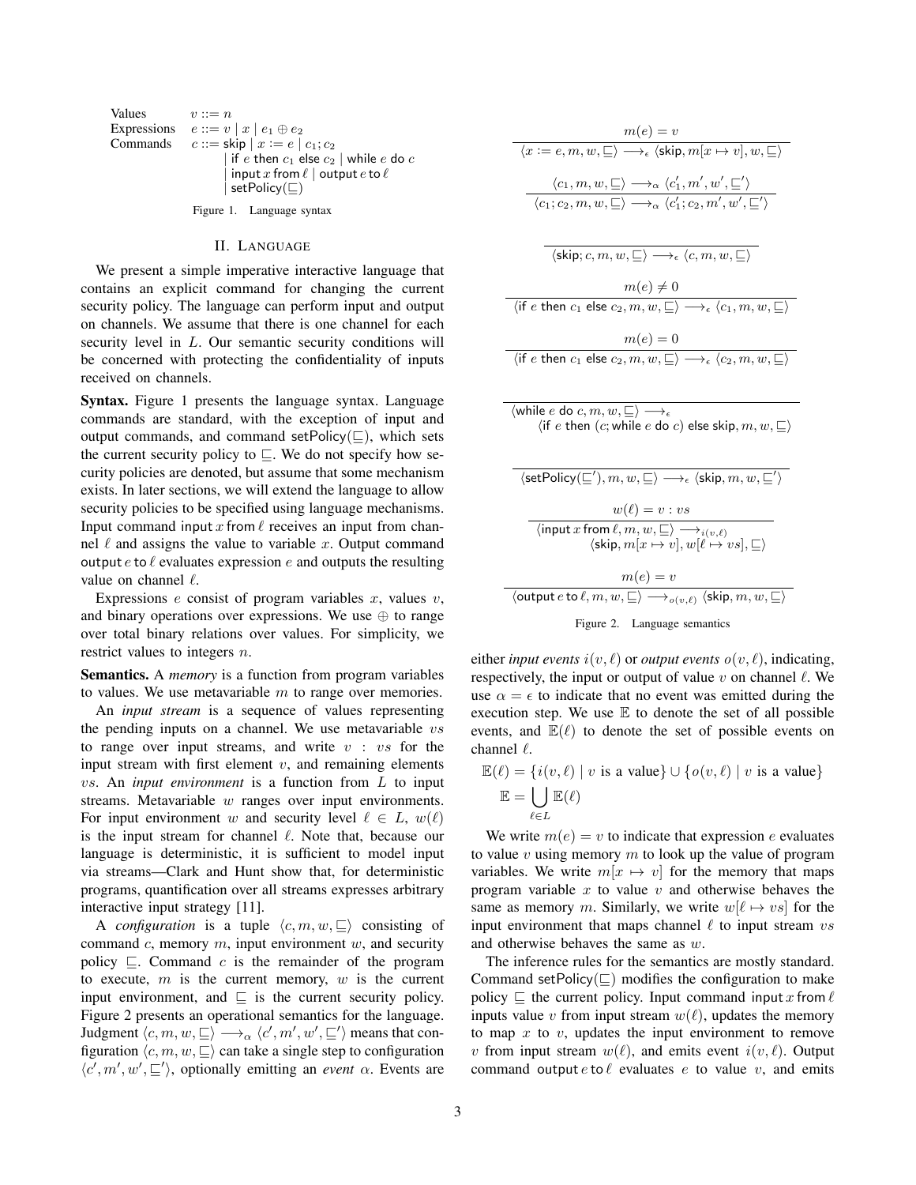$$
\begin{array}{lll}
\text{Values} & v ::= n \\
\text{Expressions} & e ::= v \mid x \mid e_1 \oplus e_2 \\
\text{Commands} & c ::= \mathsf{skip} \mid x := e \mid c_1; c_2 \\
& \quad \mid \mathsf{if}\ e\ \mathsf{then}\ c_1\ \mathsf{else}\ c_2 \mid \mathsf{while}\ e\ \mathsf{do}\ c \\
& \quad \mid \mathsf{input}\ x\ \mathsf{from}\ \ell \mid \mathsf{output}\ e\ \mathsf{to}\ \ell \\
& \quad \mid \mathsf{setPolicy}(\sqsubseteq)
\end{array}
$$

Figure 1. Language syntax

## II. LANGUAGE

We present a simple imperative interactive language that contains an explicit command for changing the current security policy. The language can perform input and output on channels. We assume that there is one channel for each security level in $L$. Our semantic security conditions will be concerned with protecting the confidentiality of inputs received on channels.

**Syntax.** Figure 1 presents the language syntax. Language commands are standard, with the exception of input and output commands, and command $\mathsf{setPolicy}(\sqsubseteq)$, which sets the current security policy to $\sqsubseteq$. We do not specify how security policies are denoted, but assume that some mechanism exists. In later sections, we will extend the language to allow security policies to be specified using language mechanisms. Input command $\mathsf{input}\ x\ \mathsf{from}\ \ell$ receives an input from channel $\ell$ and assigns the value to variable $x$. Output command $\mathsf{output}\ e\ \mathsf{to}\ \ell$ evaluates expression $e$ and outputs the resulting value on channel $\ell$.

Expressions $e$ consist of program variables $x$, values $v$, and binary operations over expressions. We use $\oplus$ to range over total binary relations over values. For simplicity, we restrict values to integers $n$.

**Semantics.** A *memory* is a function from program variables to values. We use metavariable $m$ to range over memories.

An *input stream* is a sequence of values representing the pending inputs on a channel. We use metavariable $vs$ to range over input streams, and write $v : vs$ for the input stream with first element $v$, and remaining elements $vs$. An *input environment* is a function from $L$ to input streams. Metavariable $w$ ranges over input environments. For input environment $w$ and security level $\ell \in L$, $w(\ell)$ is the input stream for channel $\ell$. Note that, because our language is deterministic, it is sufficient to model input via streams—Clark and Hunt show that, for deterministic programs, quantification over all streams expresses arbitrary interactive input strategy [11].

A *configuration* is a tuple $\langle c, m, w, \sqsubseteq \rangle$ consisting of command $c$, memory $m$, input environment $w$, and security policy $\sqsubseteq$. Command $c$ is the remainder of the program to execute, $m$ is the current memory, $w$ is the current input environment, and $\sqsubseteq$ is the current security policy. Figure 2 presents an operational semantics for the language. Judgment $\langle c, m, w, \sqsubseteq \rangle \longrightarrow_\alpha \langle c', m', w', \sqsubseteq' \rangle$ means that configuration $\langle c, m, w, \sqsubseteq \rangle$ can take a single step to configuration $\langle c', m', w', \sqsubseteq' \rangle$, optionally emitting an *event* $\alpha$. Events are

$$\frac{m(e) = v}{\langle x := e, m, w, \sqsubseteq \rangle \longrightarrow_\epsilon \langle \mathsf{skip}, m[x \mapsto v], w, \sqsubseteq \rangle}$$

$$\frac{\langle c_1, m, w, \sqsubseteq \rangle \longrightarrow_\alpha \langle c_1', m', w', \sqsubseteq' \rangle}{\langle c_1; c_2, m, w, \sqsubseteq \rangle \longrightarrow_\alpha \langle c_1'; c_2, m', w', \sqsubseteq' \rangle}$$

$$\frac{}{\langle \mathsf{skip}; c, m, w, \sqsubseteq \rangle \longrightarrow_\epsilon \langle c, m, w, \sqsubseteq \rangle}$$

$$\frac{m(e) \neq 0}{\langle \mathsf{if}\ e\ \mathsf{then}\ c_1\ \mathsf{else}\ c_2, m, w, \sqsubseteq \rangle \longrightarrow_\epsilon \langle c_1, m, w, \sqsubseteq \rangle}$$

$$\frac{m(e) = 0}{\langle \mathsf{if}\ e\ \mathsf{then}\ c_1\ \mathsf{else}\ c_2, m, w, \sqsubseteq \rangle \longrightarrow_\epsilon \langle c_2, m, w, \sqsubseteq \rangle}$$

$$\frac{}{\begin{array}{l}\langle \mathsf{while}\ e\ \mathsf{do}\ c, m, w, \sqsubseteq \rangle \longrightarrow_\epsilon \\ \qquad \langle \mathsf{if}\ e\ \mathsf{then}\ (c; \mathsf{while}\ e\ \mathsf{do}\ c)\ \mathsf{else}\ \mathsf{skip}, m, w, \sqsubseteq \rangle\end{array}}$$

$$\frac{}{\langle \mathsf{setPolicy}(\sqsubseteq'), m, w, \sqsubseteq \rangle \longrightarrow_\epsilon \langle \mathsf{skip}, m, w, \sqsubseteq' \rangle}$$

$$\frac{w(\ell) = v : vs}{\begin{array}{l}\langle \mathsf{input}\ x\ \mathsf{from}\ \ell, m, w, \sqsubseteq \rangle \longrightarrow_{i(v,\ell)} \\ \qquad \langle \mathsf{skip}, m[x \mapsto v], w[\ell \mapsto vs], \sqsubseteq \rangle\end{array}}$$

$$\frac{m(e) = v}{\langle \mathsf{output}\ e\ \mathsf{to}\ \ell, m, w, \sqsubseteq \rangle \longrightarrow_{o(v,\ell)} \langle \mathsf{skip}, m, w, \sqsubseteq \rangle}$$

Figure 2. Language semantics

either *input events* $i(v, \ell)$ or *output events* $o(v, \ell)$, indicating, respectively, the input or output of value $v$ on channel $\ell$. We use $\alpha = \epsilon$ to indicate that no event was emitted during the execution step. We use $\mathbb{E}$ to denote the set of all possible events, and $\mathbb{E}(\ell)$ to denote the set of possible events on channel $\ell$.

$$\mathbb{E}(\ell) = \{i(v, \ell) \mid v \text{ is a value}\} \cup \{o(v, \ell) \mid v \text{ is a value}\}$$
$$\mathbb{E} = \bigcup_{\ell \in L} \mathbb{E}(\ell)$$

We write $m(e) = v$ to indicate that expression $e$ evaluates to value $v$ using memory $m$ to look up the value of program variables. We write $m[x \mapsto v]$ for the memory that maps program variable $x$ to value $v$ and otherwise behaves the same as memory $m$. Similarly, we write $w[\ell \mapsto vs]$ for the input environment that maps channel $\ell$ to input stream $vs$ and otherwise behaves the same as $w$.

The inference rules for the semantics are mostly standard. Command $\mathsf{setPolicy}(\sqsubseteq)$ modifies the configuration to make policy $\sqsubseteq$ the current policy. Input command $\mathsf{input}\ x\ \mathsf{from}\ \ell$ inputs value $v$ from input stream $w(\ell)$, updates the memory to map $x$ to $v$, updates the input environment to remove $v$ from input stream $w(\ell)$, and emits event $i(v, \ell)$. Output command $\mathsf{output}\ e\ \mathsf{to}\ \ell$ evaluates $e$ to value $v$, and emits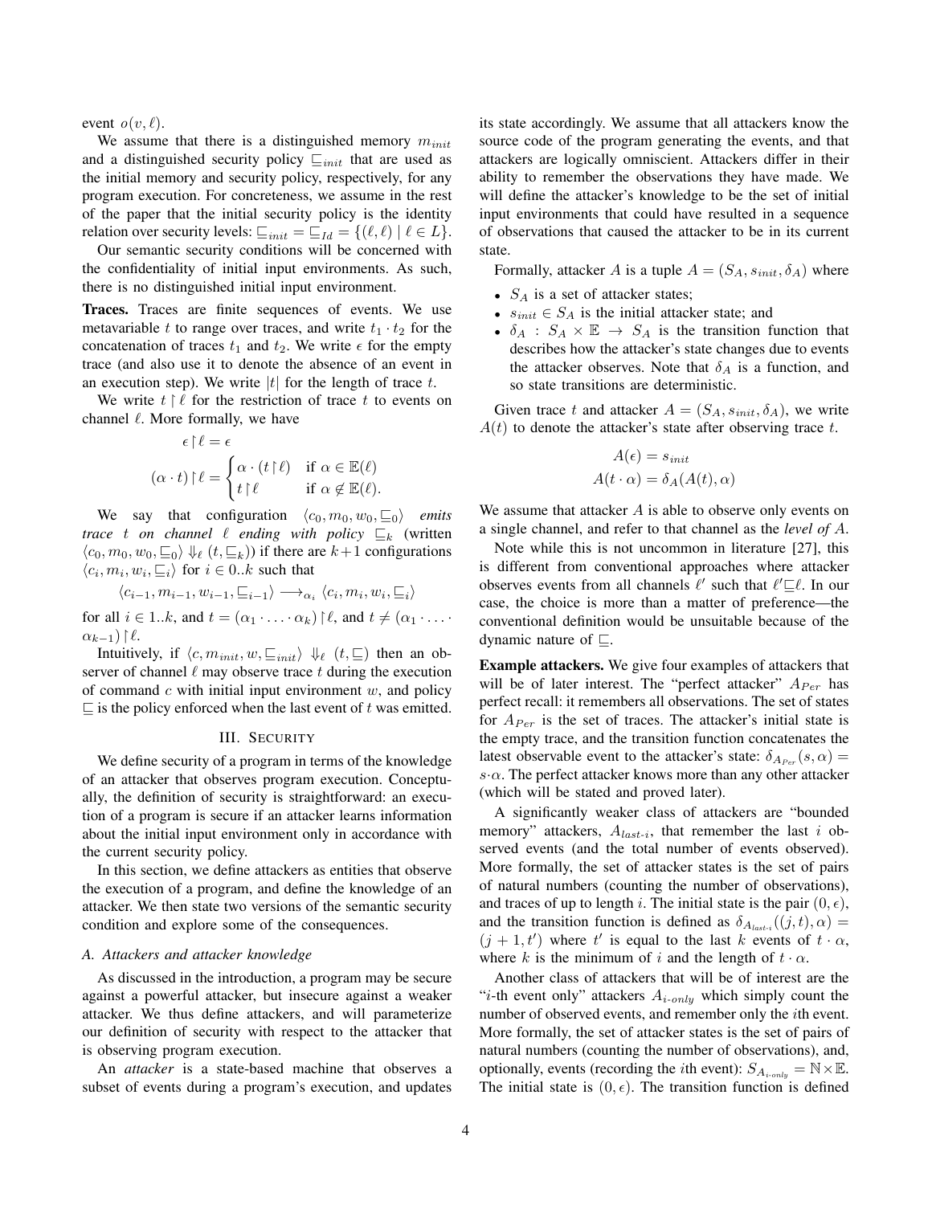event $o(v, \ell)$.

We assume that there is a distinguished memory $m_{init}$ and a distinguished security policy $\sqsubseteq_{init}$ that are used as the initial memory and security policy, respectively, for any program execution. For concreteness, we assume in the rest of the paper that the initial security policy is the identity relation over security levels: $\sqsubseteq_{init} = \sqsubseteq_{Id} = \{(\ell, \ell) \mid \ell \in L\}$.

Our semantic security conditions will be concerned with the confidentiality of initial input environments. As such, there is no distinguished initial input environment.

**Traces.** Traces are finite sequences of events. We use metavariable $t$ to range over traces, and write $t_1 \cdot t_2$ for the concatenation of traces $t_1$ and $t_2$. We write $\epsilon$ for the empty trace (and also use it to denote the absence of an event in an execution step). We write $|t|$ for the length of trace $t$.

We write $t \upharpoonright \ell$ for the restriction of trace $t$ to events on channel $\ell$. More formally, we have

$$\epsilon \upharpoonright \ell = \epsilon$$

$$(\alpha \cdot t) \upharpoonright \ell = \begin{cases} \alpha \cdot (t \upharpoonright \ell) & \text{if } \alpha \in \mathbb{E}(\ell) \\ t \upharpoonright \ell & \text{if } \alpha \notin \mathbb{E}(\ell). \end{cases}$$

We say that configuration $\langle c_0, m_0, w_0, \sqsubseteq_0 \rangle$ *emits trace $t$ on channel $\ell$ ending with policy $\sqsubseteq_k$* (written $\langle c_0, m_0, w_0, \sqsubseteq_0 \rangle \Downarrow_\ell (t, \sqsubseteq_k)$) if there are $k+1$ configurations $\langle c_i, m_i, w_i, \sqsubseteq_i \rangle$ for $i \in 0..k$ such that

$$\langle c_{i-1}, m_{i-1}, w_{i-1}, \sqsubseteq_{i-1} \rangle \longrightarrow_{\alpha_i} \langle c_i, m_i, w_i, \sqsubseteq_i \rangle$$

for all $i \in 1..k$, and $t = (\alpha_1 \cdot \ldots \cdot \alpha_k) \upharpoonright \ell$, and $t \neq (\alpha_1 \cdot \ldots \cdot \alpha_{k-1}) \upharpoonright \ell$.

Intuitively, if $\langle c, m_{init}, w, \sqsubseteq_{init} \rangle \Downarrow_\ell (t, \sqsubseteq)$ then an observer of channel $\ell$ may observe trace $t$ during the execution of command $c$ with initial input environment $w$, and policy $\sqsubseteq$ is the policy enforced when the last event of $t$ was emitted.

## III. Security

We define security of a program in terms of the knowledge of an attacker that observes program execution. Conceptually, the definition of security is straightforward: an execution of a program is secure if an attacker learns information about the initial input environment only in accordance with the current security policy.

In this section, we define attackers as entities that observe the execution of a program, and define the knowledge of an attacker. We then state two versions of the semantic security condition and explore some of the consequences.

### A. Attackers and attacker knowledge

As discussed in the introduction, a program may be secure against a powerful attacker, but insecure against a weaker attacker. We thus define attackers, and will parameterize our definition of security with respect to the attacker that is observing program execution.

An *attacker* is a state-based machine that observes a subset of events during a program's execution, and updates its state accordingly. We assume that all attackers know the source code of the program generating the events, and that attackers are logically omniscient. Attackers differ in their ability to remember the observations they have made. We will define the attacker's knowledge to be the set of initial input environments that could have resulted in a sequence of observations that caused the attacker to be in its current state.

Formally, attacker $A$ is a tuple $A = (S_A, s_{init}, \delta_A)$ where

- $S_A$ is a set of attacker states;
- $s_{init} \in S_A$ is the initial attacker state; and
- $\delta_A : S_A \times \mathbb{E} \to S_A$ is the transition function that describes how the attacker's state changes due to events the attacker observes. Note that $\delta_A$ is a function, and so state transitions are deterministic.

Given trace $t$ and attacker $A = (S_A, s_{init}, \delta_A)$, we write $A(t)$ to denote the attacker's state after observing trace $t$.

$$A(\epsilon) = s_{init}$$

$$A(t \cdot \alpha) = \delta_A(A(t), \alpha)$$

We assume that attacker $A$ is able to observe only events on a single channel, and refer to that channel as the *level of A*.

Note while this is not uncommon in literature [27], this is different from conventional approaches where attacker observes events from all channels $\ell'$ such that $\ell' \sqsubseteq \ell$. In our case, the choice is more than a matter of preference—the conventional definition would be unsuitable because of the dynamic nature of $\sqsubseteq$.

**Example attackers.** We give four examples of attackers that will be of later interest. The "perfect attacker" $A_{Per}$ has perfect recall: it remembers all observations. The set of states for $A_{Per}$ is the set of traces. The attacker's initial state is the empty trace, and the transition function concatenates the latest observable event to the attacker's state: $\delta_{A_{Per}}(s, \alpha) = s \cdot \alpha$. The perfect attacker knows more than any other attacker (which will be stated and proved later).

A significantly weaker class of attackers are "bounded memory" attackers, $A_{last\text{-}i}$, that remember the last $i$ observed events (and the total number of events observed). More formally, the set of attacker states is the set of pairs of natural numbers (counting the number of observations), and traces of up to length $i$. The initial state is the pair $(0, \epsilon)$, and the transition function is defined as $\delta_{A_{last\text{-}i}}((j, t), \alpha) = (j+1, t')$ where $t'$ is equal to the last $k$ events of $t \cdot \alpha$, where $k$ is the minimum of $i$ and the length of $t \cdot \alpha$.

Another class of attackers that will be of interest are the "$i$-th event only" attackers $A_{i\text{-}only}$ which simply count the number of observed events, and remember only the $i$th event. More formally, the set of attacker states is the set of pairs of natural numbers (counting the number of observations), and, optionally, events (recording the $i$th event): $S_{A_{i\text{-}only}} = \mathbb{N} \times \mathbb{E}$. The initial state is $(0, \epsilon)$. The transition function is defined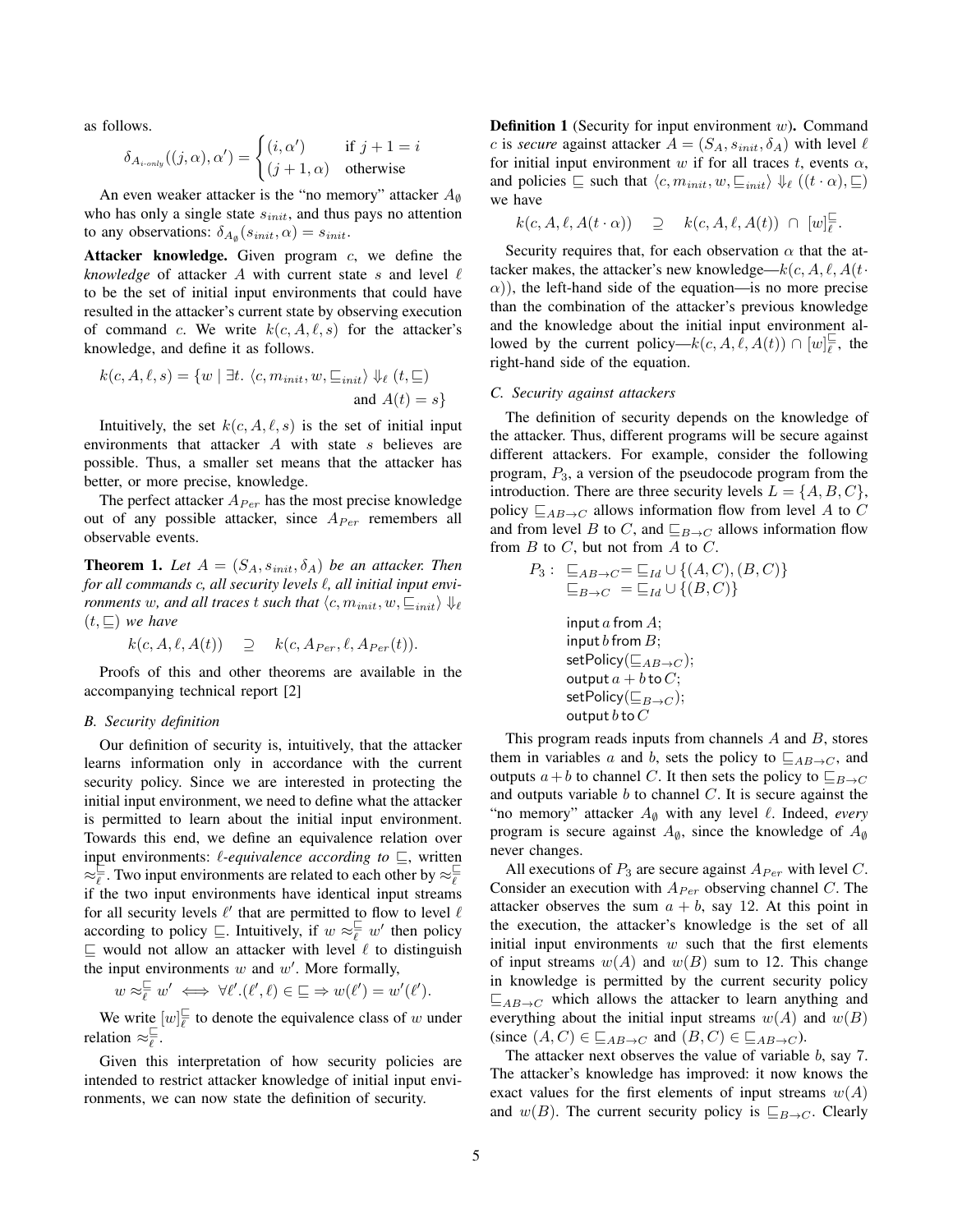as follows.

$$\delta_{A_{i\text{-}only}}((j,\alpha),\alpha') = \begin{cases} (i,\alpha') & \text{if } j+1 = i \\ (j+1,\alpha) & \text{otherwise} \end{cases}$$

An even weaker attacker is the "no memory" attacker $A_\emptyset$ who has only a single state $s_{init}$, and thus pays no attention to any observations: $\delta_{A_\emptyset}(s_{init},\alpha) = s_{init}$.

**Attacker knowledge.** Given program $c$, we define the *knowledge* of attacker $A$ with current state $s$ and level $\ell$ to be the set of initial input environments that could have resulted in the attacker's current state by observing execution of command $c$. We write $k(c, A, \ell, s)$ for the attacker's knowledge, and define it as follows.

$$k(c, A, \ell, s) = \{w \mid \exists t.\ \langle c, m_{init}, w, \sqsubseteq_{init}\rangle \Downarrow_\ell (t, \sqsubseteq) \text{ and } A(t) = s\}$$

Intuitively, the set $k(c, A, \ell, s)$ is the set of initial input environments that attacker $A$ with state $s$ believes are possible. Thus, a smaller set means that the attacker has better, or more precise, knowledge.

The perfect attacker $A_{Per}$ has the most precise knowledge out of any possible attacker, since $A_{Per}$ remembers all observable events.

**Theorem 1.** *Let $A = (S_A, s_{init}, \delta_A)$ be an attacker. Then for all commands $c$, all security levels $\ell$, all initial input environments $w$, and all traces $t$ such that $\langle c, m_{init}, w, \sqsubseteq_{init}\rangle \Downarrow_\ell (t, \sqsubseteq)$ we have*

$$k(c, A, \ell, A(t)) \quad \supseteq \quad k(c, A_{Per}, \ell, A_{Per}(t)).$$

Proofs of this and other theorems are available in the accompanying technical report [2]

### B. Security definition

Our definition of security is, intuitively, that the attacker learns information only in accordance with the current security policy. Since we are interested in protecting the initial input environment, we need to define what the attacker is permitted to learn about the initial input environment. Towards this end, we define an equivalence relation over input environments: *$\ell$-equivalence according to* $\sqsubseteq$, written $\approx_\ell^\sqsubseteq$. Two input environments are related to each other by $\approx_\ell^\sqsubseteq$ if the two input environments have identical input streams for all security levels $\ell'$ that are permitted to flow to level $\ell$ according to policy $\sqsubseteq$. Intuitively, if $w \approx_\ell^\sqsubseteq w'$ then policy $\sqsubseteq$ would not allow an attacker with level $\ell$ to distinguish the input environments $w$ and $w'$. More formally,

$$w \approx_\ell^\sqsubseteq w' \iff \forall \ell'.(\ell', \ell) \in \sqsubseteq \Rightarrow w(\ell') = w'(\ell').$$

We write $[w]_\ell^\sqsubseteq$ to denote the equivalence class of $w$ under relation $\approx_\ell^\sqsubseteq$.

Given this interpretation of how security policies are intended to restrict attacker knowledge of initial input environments, we can now state the definition of security.

**Definition 1** (Security for input environment $w$)**.** Command $c$ is *secure* against attacker $A = (S_A, s_{init}, \delta_A)$ with level $\ell$ for initial input environment $w$ if for all traces $t$, events $\alpha$, and policies $\sqsubseteq$ such that $\langle c, m_{init}, w, \sqsubseteq_{init}\rangle \Downarrow_\ell ((t\cdot\alpha), \sqsubseteq)$ we have

$$k(c, A, \ell, A(t\cdot\alpha)) \quad \supseteq \quad k(c, A, \ell, A(t)) \ \cap\ [w]_\ell^\sqsubseteq.$$

Security requires that, for each observation $\alpha$ that the attacker makes, the attacker's new knowledge—$k(c, A, \ell, A(t\cdot\alpha))$, the left-hand side of the equation—is no more precise than the combination of the attacker's previous knowledge and the knowledge about the initial input environment allowed by the current policy—$k(c, A, \ell, A(t)) \cap [w]_\ell^\sqsubseteq$, the right-hand side of the equation.

### C. Security against attackers

The definition of security depends on the knowledge of the attacker. Thus, different programs will be secure against different attackers. For example, consider the following program, $P_3$, a version of the pseudocode program from the introduction. There are three security levels $L = \{A, B, C\}$, policy $\sqsubseteq_{AB\to C}$ allows information flow from level $A$ to $C$ and from level $B$ to $C$, and $\sqsubseteq_{B\to C}$ allows information flow from $B$ to $C$, but not from $A$ to $C$.

$$P_3: \quad \begin{aligned} \sqsubseteq_{AB\to C} &= \sqsubseteq_{Id} \cup \{(A,C),(B,C)\} \\ \sqsubseteq_{B\to C} &= \sqsubseteq_{Id} \cup \{(B,C)\} \end{aligned}$$

```
input a from A;
input b from B;
setPolicy(⊑_{AB→C});
output a + b to C;
setPolicy(⊑_{B→C});
output b to C
```

This program reads inputs from channels $A$ and $B$, stores them in variables $a$ and $b$, sets the policy to $\sqsubseteq_{AB\to C}$, and outputs $a+b$ to channel $C$. It then sets the policy to $\sqsubseteq_{B\to C}$ and outputs variable $b$ to channel $C$. It is secure against the "no memory" attacker $A_\emptyset$ with any level $\ell$. Indeed, *every* program is secure against $A_\emptyset$, since the knowledge of $A_\emptyset$ never changes.

All executions of $P_3$ are secure against $A_{Per}$ with level $C$. Consider an execution with $A_{Per}$ observing channel $C$. The attacker observes the sum $a+b$, say 12. At this point in the execution, the attacker's knowledge is the set of all initial input environments $w$ such that the first elements of input streams $w(A)$ and $w(B)$ sum to 12. This change in knowledge is permitted by the current security policy $\sqsubseteq_{AB\to C}$ which allows the attacker to learn anything and everything about the initial input streams $w(A)$ and $w(B)$ (since $(A,C) \in \sqsubseteq_{AB\to C}$ and $(B,C) \in \sqsubseteq_{AB\to C}$).

The attacker next observes the value of variable $b$, say 7. The attacker's knowledge has improved: it now knows the exact values for the first elements of input streams $w(A)$ and $w(B)$. The current security policy is $\sqsubseteq_{B\to C}$. Clearly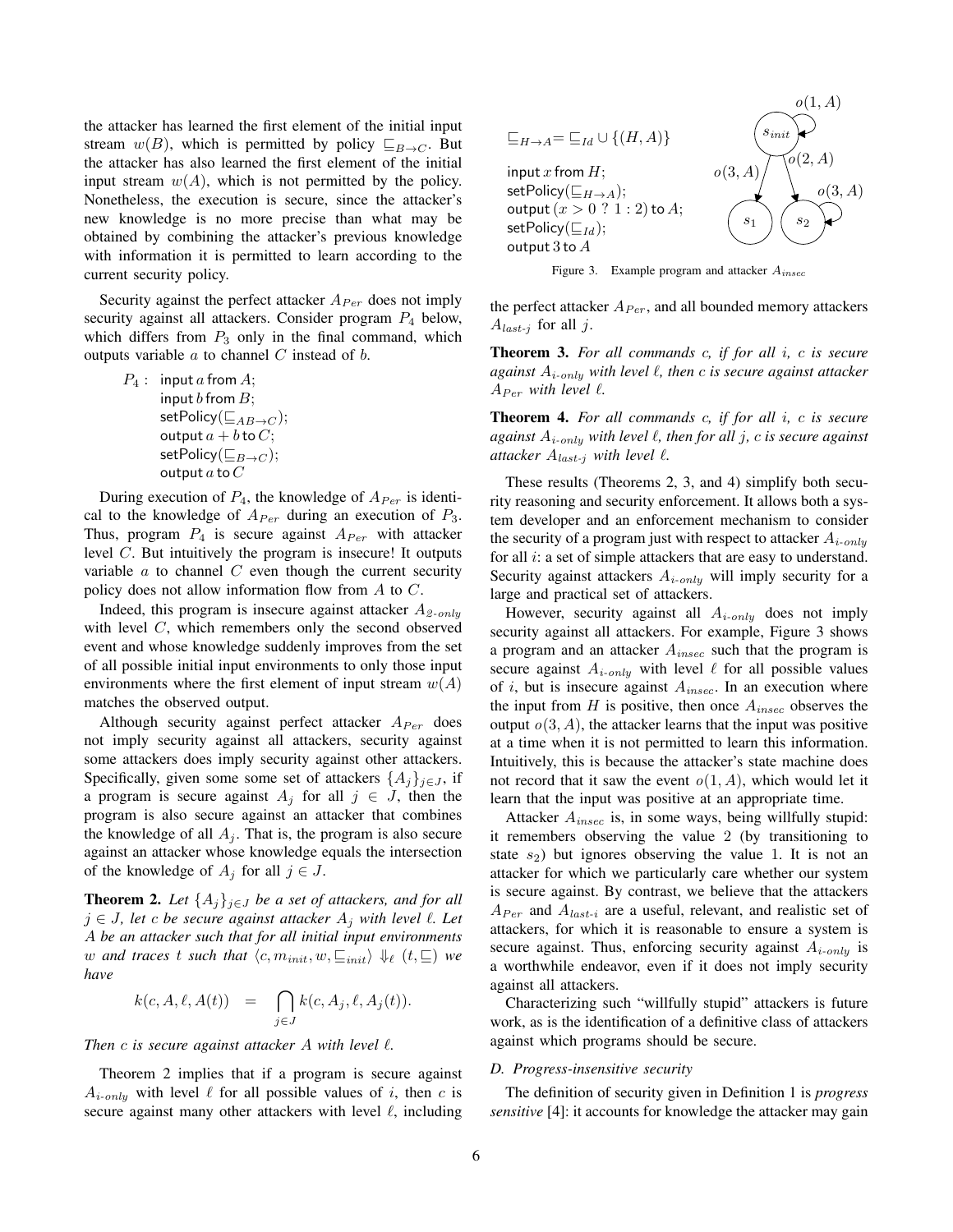the attacker has learned the first element of the initial input stream $w(B)$, which is permitted by policy $\sqsubseteq_{B\to C}$. But the attacker has also learned the first element of the initial input stream $w(A)$, which is not permitted by the policy. Nonetheless, the execution is secure, since the attacker's new knowledge is no more precise than what may be obtained by combining the attacker's previous knowledge with information it is permitted to learn according to the current security policy.

Security against the perfect attacker $A_{Per}$ does not imply security against all attackers. Consider program $P_4$ below, which differs from $P_3$ only in the final command, which outputs variable $a$ to channel $C$ instead of $b$.

```
P4 :  input a from A;
      input b from B;
      setPolicy(⊑_{AB→C});
      output a + b to C;
      setPolicy(⊑_{B→C});
      output a to C
```

During execution of $P_4$, the knowledge of $A_{Per}$ is identical to the knowledge of $A_{Per}$ during an execution of $P_3$. Thus, program $P_4$ is secure against $A_{Per}$ with attacker level $C$. But intuitively the program is insecure! It outputs variable $a$ to channel $C$ even though the current security policy does not allow information flow from $A$ to $C$.

Indeed, this program is insecure against attacker $A_{2\text{-}only}$ with level $C$, which remembers only the second observed event and whose knowledge suddenly improves from the set of all possible initial input environments to only those input environments where the first element of input stream $w(A)$ matches the observed output.

Although security against perfect attacker $A_{Per}$ does not imply security against all attackers, security against some attackers does imply security against other attackers. Specifically, given some some set of attackers $\{A_j\}_{j\in J}$, if a program is secure against $A_j$ for all $j \in J$, then the program is also secure against an attacker that combines the knowledge of all $A_j$. That is, the program is also secure against an attacker whose knowledge equals the intersection of the knowledge of $A_j$ for all $j \in J$.

**Theorem 2.** *Let $\{A_j\}_{j\in J}$ be a set of attackers, and for all $j \in J$, let $c$ be secure against attacker $A_j$ with level $\ell$. Let $A$ be an attacker such that for all initial input environments $w$ and traces $t$ such that $\langle c, m_{init}, w, \sqsubseteq_{init}\rangle \Downarrow_\ell (t, \sqsubseteq)$ we have*

$$k(c, A, \ell, A(t)) \quad = \quad \bigcap_{j\in J} k(c, A_j, \ell, A_j(t)).$$

*Then $c$ is secure against attacker $A$ with level $\ell$.*

Theorem 2 implies that if a program is secure against $A_{i\text{-}only}$ with level $\ell$ for all possible values of $i$, then $c$ is secure against many other attackers with level $\ell$, including the perfect attacker $A_{Per}$, and all bounded memory attackers $A_{last\text{-}j}$ for all $j$.

$\sqsubseteq_{H\to A} = \sqsubseteq_{Id} \cup \{(H, A)\}$

```
input x from H;
setPolicy(⊑_{H→A});
output (x > 0 ? 1 : 2) to A;
setPolicy(⊑_{Id});
output 3 to A
```

Figure 3. Example program and attacker $A_{insec}$

**Theorem 3.** *For all commands $c$, if for all $i$, $c$ is secure against $A_{i\text{-}only}$ with level $\ell$, then $c$ is secure against attacker $A_{Per}$ with level $\ell$.*

**Theorem 4.** *For all commands $c$, if for all $i$, $c$ is secure against $A_{i\text{-}only}$ with level $\ell$, then for all $j$, $c$ is secure against attacker $A_{last\text{-}j}$ with level $\ell$.*

These results (Theorems 2, 3, and 4) simplify both security reasoning and security enforcement. It allows both a system developer and an enforcement mechanism to consider the security of a program just with respect to attacker $A_{i\text{-}only}$ for all $i$: a set of simple attackers that are easy to understand. Security against attackers $A_{i\text{-}only}$ will imply security for a large and practical set of attackers.

However, security against all $A_{i\text{-}only}$ does not imply security against all attackers. For example, Figure 3 shows a program and an attacker $A_{insec}$ such that the program is secure against $A_{i\text{-}only}$ with level $\ell$ for all possible values of $i$, but is insecure against $A_{insec}$. In an execution where the input from $H$ is positive, then once $A_{insec}$ observes the output $o(3, A)$, the attacker learns that the input was positive at a time when it is not permitted to learn this information. Intuitively, this is because the attacker's state machine does not record that it saw the event $o(1, A)$, which would let it learn that the input was positive at an appropriate time.

Attacker $A_{insec}$ is, in some ways, being willfully stupid: it remembers observing the value 2 (by transitioning to state $s_2$) but ignores observing the value 1. It is not an attacker for which we particularly care whether our system is secure against. By contrast, we believe that the attackers $A_{Per}$ and $A_{last\text{-}i}$ are a useful, relevant, and realistic set of attackers, for which it is reasonable to ensure a system is secure against. Thus, enforcing security against $A_{i\text{-}only}$ is a worthwhile endeavor, even if it does not imply security against all attackers.

Characterizing such "willfully stupid" attackers is future work, as is the identification of a definitive class of attackers against which programs should be secure.

### D. Progress-insensitive security

The definition of security given in Definition 1 is *progress sensitive* [4]: it accounts for knowledge the attacker may gain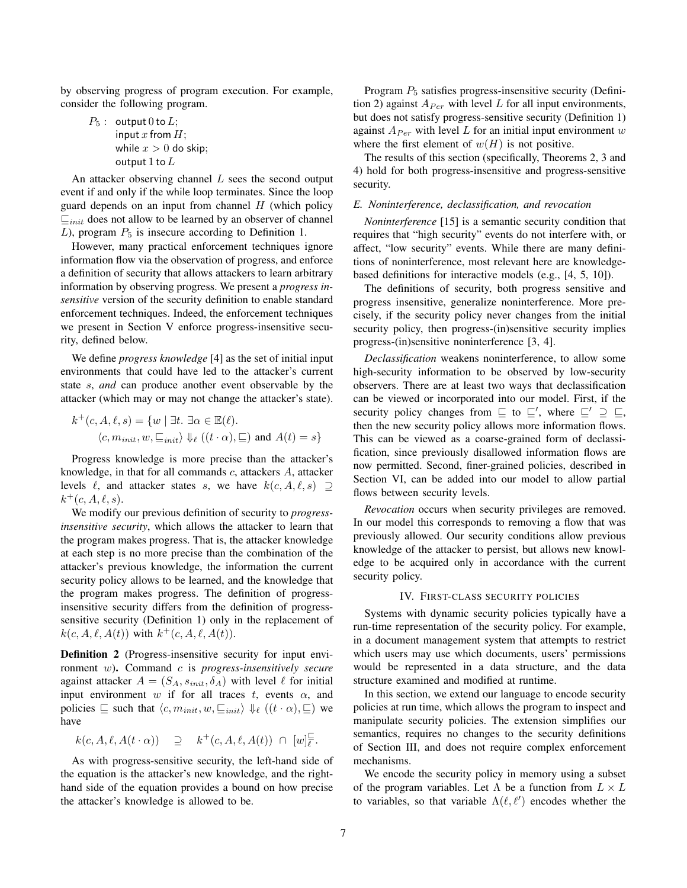by observing progress of program execution. For example, consider the following program.

```
P5 : output 0 to L;
     input x from H;
     while x > 0 do skip;
     output 1 to L
```

An attacker observing channel $L$ sees the second output event if and only if the while loop terminates. Since the loop guard depends on an input from channel $H$ (which policy $\sqsubseteq_{init}$ does not allow to be learned by an observer of channel $L$), program $P_5$ is insecure according to Definition 1.

However, many practical enforcement techniques ignore information flow via the observation of progress, and enforce a definition of security that allows attackers to learn arbitrary information by observing progress. We present a *progress insensitive* version of the security definition to enable standard enforcement techniques. Indeed, the enforcement techniques we present in Section V enforce progress-insensitive security, defined below.

We define *progress knowledge* [4] as the set of initial input environments that could have led to the attacker's current state $s$, *and* can produce another event observable by the attacker (which may or may not change the attacker's state).

$$k^+(c, A, \ell, s) = \{w \mid \exists t.\ \exists \alpha \in \mathbb{E}(\ell).\ \langle c, m_{init}, w, \sqsubseteq_{init} \rangle \Downarrow_\ell ((t \cdot \alpha), \sqsubseteq) \text{ and } A(t) = s\}$$

Progress knowledge is more precise than the attacker's knowledge, in that for all commands $c$, attackers $A$, attacker levels $\ell$, and attacker states $s$, we have $k(c, A, \ell, s) \supseteq k^+(c, A, \ell, s)$.

We modify our previous definition of security to *progress-insensitive security*, which allows the attacker to learn that the program makes progress. That is, the attacker knowledge at each step is no more precise than the combination of the attacker's previous knowledge, the information the current security policy allows to be learned, and the knowledge that the program makes progress. The definition of progress-insensitive security differs from the definition of progress-sensitive security (Definition 1) only in the replacement of $k(c, A, \ell, A(t))$ with $k^+(c, A, \ell, A(t))$.

**Definition 2** (Progress-insensitive security for input environment $w$)**.** Command $c$ is *progress-insensitively secure* against attacker $A = (S_A, s_{init}, \delta_A)$ with level $\ell$ for initial input environment $w$ if for all traces $t$, events $\alpha$, and policies $\sqsubseteq$ such that $\langle c, m_{init}, w, \sqsubseteq_{init} \rangle \Downarrow_\ell ((t \cdot \alpha), \sqsubseteq)$ we have

$$k(c, A, \ell, A(t \cdot \alpha)) \quad \supseteq \quad k^+(c, A, \ell, A(t)) \ \cap \ [w]_\ell^\sqsubseteq.$$

As with progress-sensitive security, the left-hand side of the equation is the attacker's new knowledge, and the right-hand side of the equation provides a bound on how precise the attacker's knowledge is allowed to be.

Program $P_5$ satisfies progress-insensitive security (Definition 2) against $A_{Per}$ with level $L$ for all input environments, but does not satisfy progress-sensitive security (Definition 1) against $A_{Per}$ with level $L$ for an initial input environment $w$ where the first element of $w(H)$ is not positive.

The results of this section (specifically, Theorems 2, 3 and 4) hold for both progress-insensitive and progress-sensitive security.

### E. Noninterference, declassification, and revocation

*Noninterference* [15] is a semantic security condition that requires that "high security" events do not interfere with, or affect, "low security" events. While there are many definitions of noninterference, most relevant here are knowledge-based definitions for interactive models (e.g., [4, 5, 10]).

The definitions of security, both progress sensitive and progress insensitive, generalize noninterference. More precisely, if the security policy never changes from the initial security policy, then progress-(in)sensitive security implies progress-(in)sensitive noninterference [3, 4].

*Declassification* weakens noninterference, to allow some high-security information to be observed by low-security observers. There are at least two ways that declassification can be viewed or incorporated into our model. First, if the security policy changes from $\sqsubseteq$ to $\sqsubseteq'$, where $\sqsubseteq' \supseteq \sqsubseteq$, then the new security policy allows more information flows. This can be viewed as a coarse-grained form of declassification, since previously disallowed information flows are now permitted. Second, finer-grained policies, described in Section VI, can be added into our model to allow partial flows between security levels.

*Revocation* occurs when security privileges are removed. In our model this corresponds to removing a flow that was previously allowed. Our security conditions allow previous knowledge of the attacker to persist, but allows new knowledge to be acquired only in accordance with the current security policy.

## IV. First-class security policies

Systems with dynamic security policies typically have a run-time representation of the security policy. For example, in a document management system that attempts to restrict which users may use which documents, users' permissions would be represented in a data structure, and the data structure examined and modified at runtime.

In this section, we extend our language to encode security policies at run time, which allows the program to inspect and manipulate security policies. The extension simplifies our semantics, requires no changes to the security definitions of Section III, and does not require complex enforcement mechanisms.

We encode the security policy in memory using a subset of the program variables. Let $\Lambda$ be a function from $L \times L$ to variables, so that variable $\Lambda(\ell, \ell')$ encodes whether the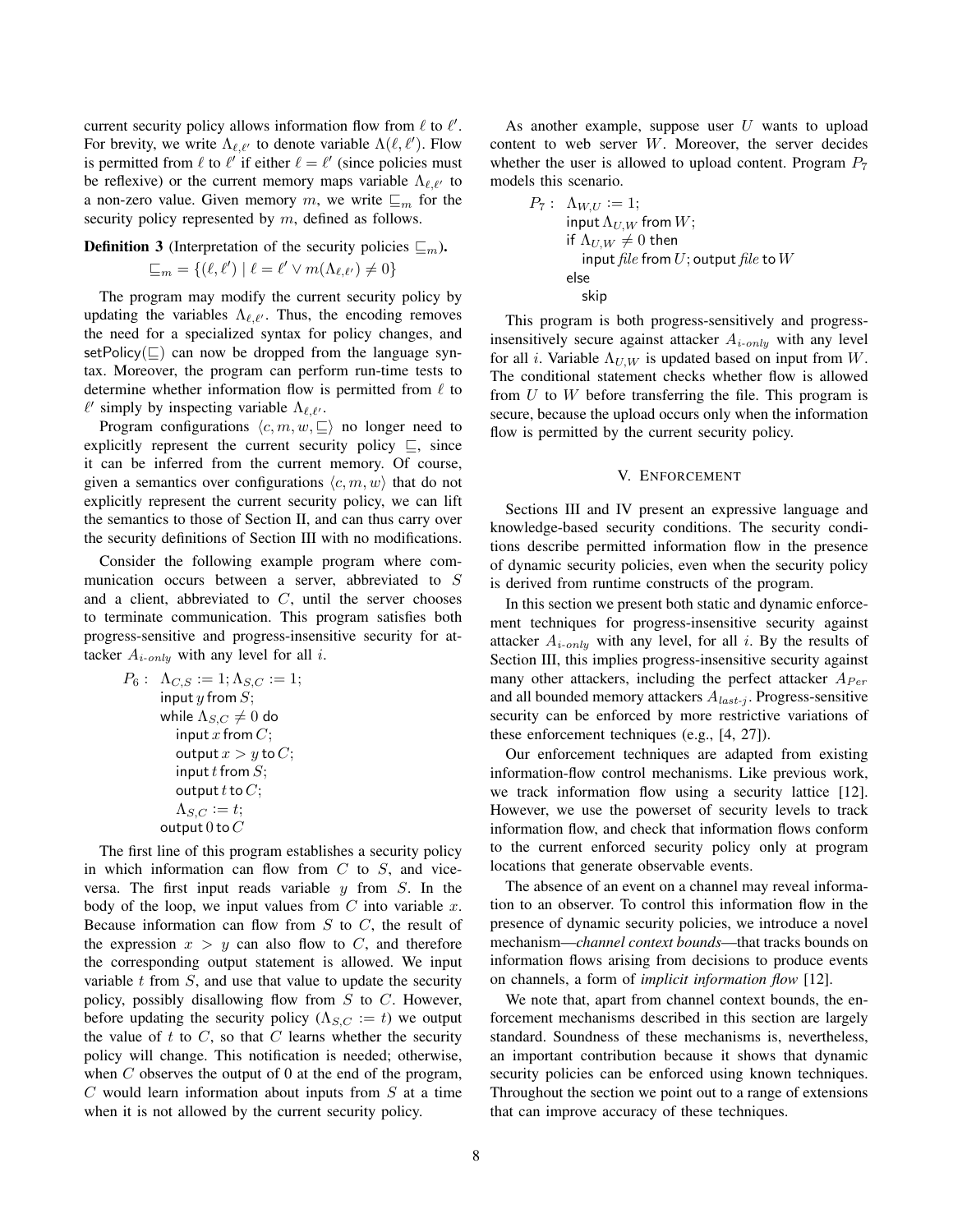current security policy allows information flow from $\ell$ to $\ell'$. For brevity, we write $\Lambda_{\ell,\ell'}$ to denote variable $\Lambda(\ell,\ell')$. Flow is permitted from $\ell$ to $\ell'$ if either $\ell = \ell'$ (since policies must be reflexive) or the current memory maps variable $\Lambda_{\ell,\ell'}$ to a non-zero value. Given memory $m$, we write $\sqsubseteq_m$ for the security policy represented by $m$, defined as follows.

**Definition 3** (Interpretation of the security policies $\sqsubseteq_m$).

$$\sqsubseteq_m = \{(\ell,\ell') \mid \ell = \ell' \vee m(\Lambda_{\ell,\ell'}) \neq 0\}$$

The program may modify the current security policy by updating the variables $\Lambda_{\ell,\ell'}$. Thus, the encoding removes the need for a specialized syntax for policy changes, and setPolicy($\sqsubseteq$) can now be dropped from the language syntax. Moreover, the program can perform run-time tests to determine whether information flow is permitted from $\ell$ to $\ell'$ simply by inspecting variable $\Lambda_{\ell,\ell'}$.

Program configurations $\langle c, m, w, \sqsubseteq\rangle$ no longer need to explicitly represent the current security policy $\sqsubseteq$, since it can be inferred from the current memory. Of course, given a semantics over configurations $\langle c, m, w\rangle$ that do not explicitly represent the current security policy, we can lift the semantics to those of Section II, and can thus carry over the security definitions of Section III with no modifications.

Consider the following example program where communication occurs between a server, abbreviated to $S$ and a client, abbreviated to $C$, until the server chooses to terminate communication. This program satisfies both progress-sensitive and progress-insensitive security for attacker $A_{i\text{-}only}$ with any level for all $i$.

$P_6 :$ $\Lambda_{C,S} := 1; \Lambda_{S,C} := 1;$
input $y$ from $S$;
while $\Lambda_{S,C} \neq 0$ do
  input $x$ from $C$;
  output $x > y$ to $C$;
  input $t$ from $S$;
  output $t$ to $C$;
  $\Lambda_{S,C} := t;$
output $0$ to $C$

The first line of this program establishes a security policy in which information can flow from $C$ to $S$, and vice-versa. The first input reads variable $y$ from $S$. In the body of the loop, we input values from $C$ into variable $x$. Because information can flow from $S$ to $C$, the result of the expression $x > y$ can also flow to $C$, and therefore the corresponding output statement is allowed. We input variable $t$ from $S$, and use that value to update the security policy, possibly disallowing flow from $S$ to $C$. However, before updating the security policy ($\Lambda_{S,C} := t$) we output the value of $t$ to $C$, so that $C$ learns whether the security policy will change. This notification is needed; otherwise, when $C$ observes the output of 0 at the end of the program, $C$ would learn information about inputs from $S$ at a time when it is not allowed by the current security policy.

As another example, suppose user $U$ wants to upload content to web server $W$. Moreover, the server decides whether the user is allowed to upload content. Program $P_7$ models this scenario.

$P_7 :$ $\Lambda_{W,U} := 1;$
input $\Lambda_{U,W}$ from $W$;
if $\Lambda_{U,W} \neq 0$ then
  input *file* from $U$; output *file* to $W$
else
  skip

This program is both progress-sensitively and progress-insensitively secure against attacker $A_{i\text{-}only}$ with any level for all $i$. Variable $\Lambda_{U,W}$ is updated based on input from $W$. The conditional statement checks whether flow is allowed from $U$ to $W$ before transferring the file. This program is secure, because the upload occurs only when the information flow is permitted by the current security policy.

## V. Enforcement

Sections III and IV present an expressive language and knowledge-based security conditions. The security conditions describe permitted information flow in the presence of dynamic security policies, even when the security policy is derived from runtime constructs of the program.

In this section we present both static and dynamic enforcement techniques for progress-insensitive security against attacker $A_{i\text{-}only}$ with any level, for all $i$. By the results of Section III, this implies progress-insensitive security against many other attackers, including the perfect attacker $A_{Per}$ and all bounded memory attackers $A_{last\text{-}j}$. Progress-sensitive security can be enforced by more restrictive variations of these enforcement techniques (e.g., [4, 27]).

Our enforcement techniques are adapted from existing information-flow control mechanisms. Like previous work, we track information flow using a security lattice [12]. However, we use the powerset of security levels to track information flow, and check that information flows conform to the current enforced security policy only at program locations that generate observable events.

The absence of an event on a channel may reveal information to an observer. To control this information flow in the presence of dynamic security policies, we introduce a novel mechanism—*channel context bounds*—that tracks bounds on information flows arising from decisions to produce events on channels, a form of *implicit information flow* [12].

We note that, apart from channel context bounds, the enforcement mechanisms described in this section are largely standard. Soundness of these mechanisms is, nevertheless, an important contribution because it shows that dynamic security policies can be enforced using known techniques. Throughout the section we point out to a range of extensions that can improve accuracy of these techniques.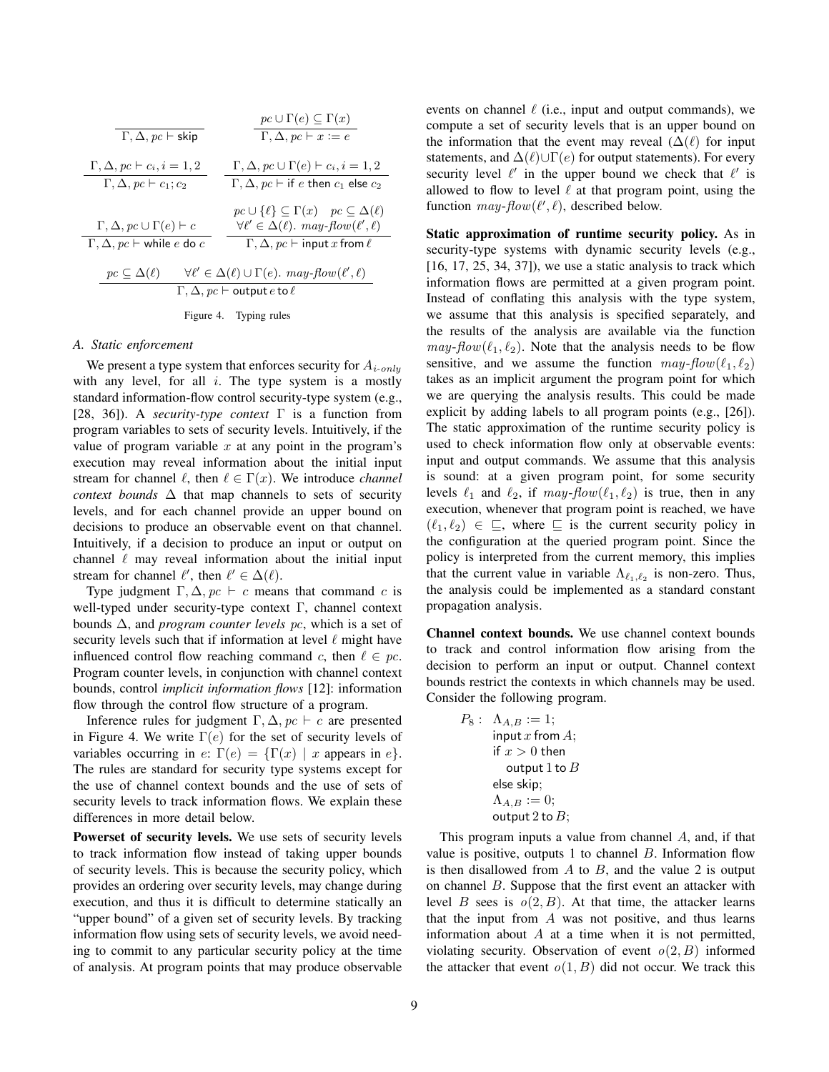$$\frac{}{\Gamma, \Delta, pc \vdash \mathsf{skip}} \qquad \frac{pc \cup \Gamma(e) \subseteq \Gamma(x)}{\Gamma, \Delta, pc \vdash x := e}$$

$$\frac{\Gamma, \Delta, pc \vdash c_i, i = 1, 2}{\Gamma, \Delta, pc \vdash c_1; c_2} \qquad \frac{\Gamma, \Delta, pc \cup \Gamma(e) \vdash c_i, i = 1, 2}{\Gamma, \Delta, pc \vdash \mathsf{if}\ e\ \mathsf{then}\ c_1\ \mathsf{else}\ c_2}$$

$$\frac{\Gamma, \Delta, pc \cup \Gamma(e) \vdash c}{\Gamma, \Delta, pc \vdash \mathsf{while}\ e\ \mathsf{do}\ c} \qquad \frac{pc \cup \{\ell\} \subseteq \Gamma(x) \quad pc \subseteq \Delta(\ell) \quad \forall \ell' \in \Delta(\ell).\ \mathit{may\text{-}flow}(\ell', \ell)}{\Gamma, \Delta, pc \vdash \mathsf{input}\ x\ \mathsf{from}\ \ell}$$

$$\frac{pc \subseteq \Delta(\ell) \qquad \forall \ell' \in \Delta(\ell) \cup \Gamma(e).\ \mathit{may\text{-}flow}(\ell', \ell)}{\Gamma, \Delta, pc \vdash \mathsf{output}\ e\ \mathsf{to}\ \ell}$$

Figure 4. Typing rules

### A. Static enforcement

We present a type system that enforces security for $A_{i\text{-}only}$ with any level, for all $i$. The type system is a mostly standard information-flow control security-type system (e.g., [28, 36]). A *security-type context* $\Gamma$ is a function from program variables to sets of security levels. Intuitively, if the value of program variable $x$ at any point in the program's execution may reveal information about the initial input stream for channel $\ell$, then $\ell \in \Gamma(x)$. We introduce *channel context bounds* $\Delta$ that map channels to sets of security levels, and for each channel provide an upper bound on decisions to produce an observable event on that channel. Intuitively, if a decision to produce an input or output on channel $\ell$ may reveal information about the initial input stream for channel $\ell'$, then $\ell' \in \Delta(\ell)$.

Type judgment $\Gamma, \Delta, pc \vdash c$ means that command $c$ is well-typed under security-type context $\Gamma$, channel context bounds $\Delta$, and *program counter levels* $pc$, which is a set of security levels such that if information at level $\ell$ might have influenced control flow reaching command $c$, then $\ell \in pc$. Program counter levels, in conjunction with channel context bounds, control *implicit information flows* [12]: information flow through the control flow structure of a program.

Inference rules for judgment $\Gamma, \Delta, pc \vdash c$ are presented in Figure 4. We write $\Gamma(e)$ for the set of security levels of variables occurring in $e$: $\Gamma(e) = \{\Gamma(x) \mid x \text{ appears in } e\}$. The rules are standard for security type systems except for the use of channel context bounds and the use of sets of security levels to track information flows. We explain these differences in more detail below.

**Powerset of security levels.** We use sets of security levels to track information flow instead of taking upper bounds of security levels. This is because the security policy, which provides an ordering over security levels, may change during execution, and thus it is difficult to determine statically an "upper bound" of a given set of security levels. By tracking information flow using sets of security levels, we avoid needing to commit to any particular security policy at the time of analysis. At program points that may produce observable events on channel $\ell$ (i.e., input and output commands), we compute a set of security levels that is an upper bound on the information that the event may reveal ($\Delta(\ell)$ for input statements, and $\Delta(\ell) \cup \Gamma(e)$ for output statements). For every security level $\ell'$ in the upper bound we check that $\ell'$ is allowed to flow to level $\ell$ at that program point, using the function $\mathit{may\text{-}flow}(\ell', \ell)$, described below.

**Static approximation of runtime security policy.** As in security-type systems with dynamic security levels (e.g., [16, 17, 25, 34, 37]), we use a static analysis to track which information flows are permitted at a given program point. Instead of conflating this analysis with the type system, we assume that this analysis is specified separately, and the results of the analysis are available via the function $\mathit{may\text{-}flow}(\ell_1, \ell_2)$. Note that the analysis needs to be flow sensitive, and we assume the function $\mathit{may\text{-}flow}(\ell_1, \ell_2)$ takes as an implicit argument the program point for which we are querying the analysis results. This could be made explicit by adding labels to all program points (e.g., [26]). The static approximation of the runtime security policy is used to check information flow only at observable events: input and output commands. We assume that this analysis is sound: at a given program point, for some security levels $\ell_1$ and $\ell_2$, if $\mathit{may\text{-}flow}(\ell_1, \ell_2)$ is true, then in any execution, whenever that program point is reached, we have $(\ell_1, \ell_2) \in \sqsubseteq$, where $\sqsubseteq$ is the current security policy in the configuration at the queried program point. Since the policy is interpreted from the current memory, this implies that the current value in variable $\Lambda_{\ell_1,\ell_2}$ is non-zero. Thus, the analysis could be implemented as a standard constant propagation analysis.

**Channel context bounds.** We use channel context bounds to track and control information flow arising from the decision to perform an input or output. Channel context bounds restrict the contexts in which channels may be used. Consider the following program.

$P_8:\ \Lambda_{A,B} := 1;$
input $x$ from $A$;
if $x > 0$ then
  output 1 to $B$
else skip;
$\Lambda_{A,B} := 0;$
output 2 to $B$;

This program inputs a value from channel $A$, and, if that value is positive, outputs 1 to channel $B$. Information flow is then disallowed from $A$ to $B$, and the value 2 is output on channel $B$. Suppose that the first event an attacker with level $B$ sees is $o(2, B)$. At that time, the attacker learns that the input from $A$ was not positive, and thus learns information about $A$ at a time when it is not permitted, violating security. Observation of event $o(2, B)$ informed the attacker that event $o(1, B)$ did not occur. We track this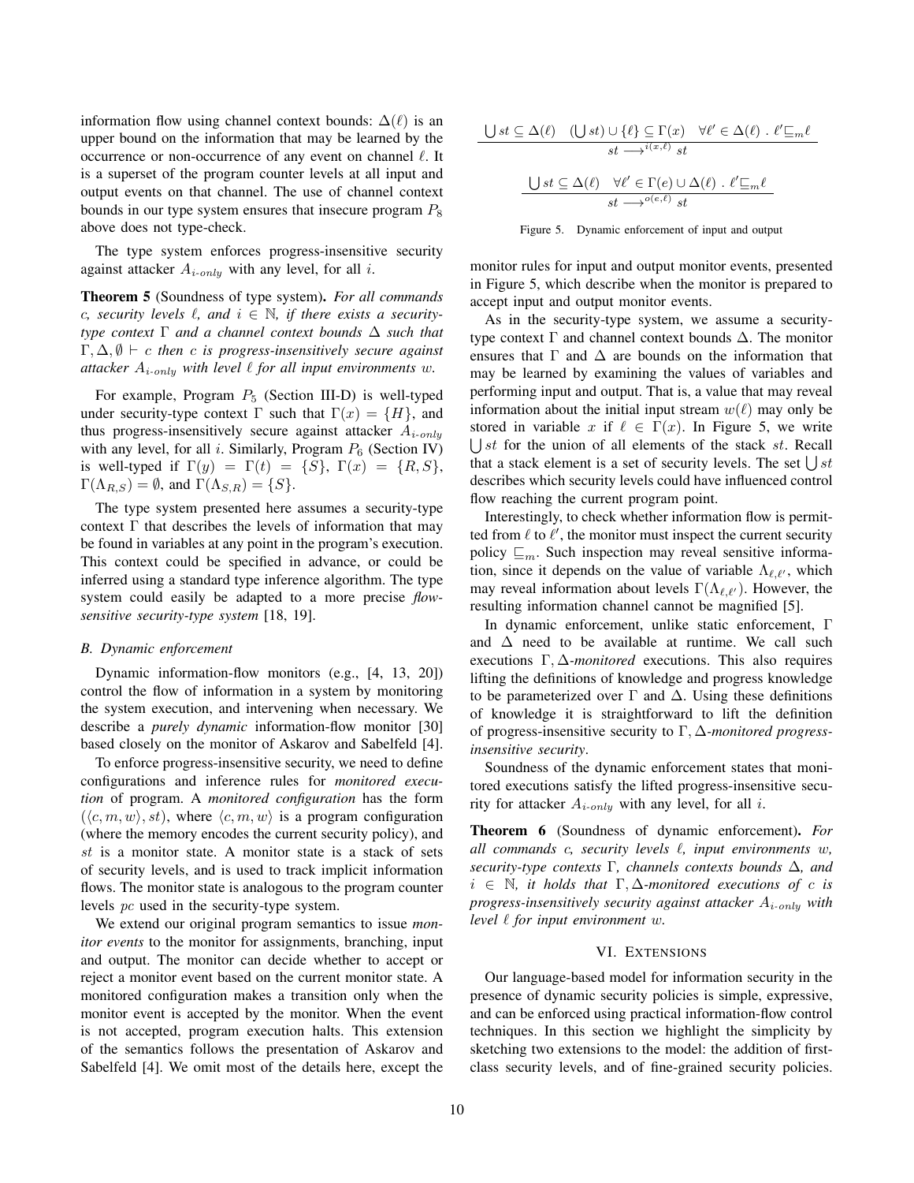information flow using channel context bounds: $\Delta(\ell)$ is an upper bound on the information that may be learned by the occurrence or non-occurrence of any event on channel $\ell$. It is a superset of the program counter levels at all input and output events on that channel. The use of channel context bounds in our type system ensures that insecure program $P_8$ above does not type-check.

The type system enforces progress-insensitive security against attacker $A_{i\text{-}only}$ with any level, for all $i$.

**Theorem 5** (Soundness of type system). *For all commands $c$, security levels $\ell$, and $i \in \mathbb{N}$, if there exists a security-type context $\Gamma$ and a channel context bounds $\Delta$ such that $\Gamma, \Delta, \emptyset \vdash c$ then $c$ is progress-insensitively secure against attacker $A_{i\text{-}only}$ with level $\ell$ for all input environments $w$.*

For example, Program $P_5$ (Section III-D) is well-typed under security-type context $\Gamma$ such that $\Gamma(x) = \{H\}$, and thus progress-insensitively secure against attacker $A_{i\text{-}only}$ with any level, for all $i$. Similarly, Program $P_6$ (Section IV) is well-typed if $\Gamma(y) = \Gamma(t) = \{S\}$, $\Gamma(x) = \{R, S\}$, $\Gamma(\Lambda_{R,S}) = \emptyset$, and $\Gamma(\Lambda_{S,R}) = \{S\}$.

The type system presented here assumes a security-type context $\Gamma$ that describes the levels of information that may be found in variables at any point in the program's execution. This context could be specified in advance, or could be inferred using a standard type inference algorithm. The type system could easily be adapted to a more precise *flow-sensitive security-type system* [18, 19].

### B. Dynamic enforcement

Dynamic information-flow monitors (e.g., [4, 13, 20]) control the flow of information in a system by monitoring the system execution, and intervening when necessary. We describe a *purely dynamic* information-flow monitor [30] based closely on the monitor of Askarov and Sabelfeld [4].

To enforce progress-insensitive security, we need to define configurations and inference rules for *monitored execution* of program. A *monitored configuration* has the form $(\langle c, m, w\rangle, st)$, where $\langle c, m, w\rangle$ is a program configuration (where the memory encodes the current security policy), and $st$ is a monitor state. A monitor state is a stack of sets of security levels, and is used to track implicit information flows. The monitor state is analogous to the program counter levels $pc$ used in the security-type system.

We extend our original program semantics to issue *monitor events* to the monitor for assignments, branching, input and output. The monitor can decide whether to accept or reject a monitor event based on the current monitor state. A monitored configuration makes a transition only when the monitor event is accepted by the monitor. When the event is not accepted, program execution halts. This extension of the semantics follows the presentation of Askarov and Sabelfeld [4]. We omit most of the details here, except the monitor rules for input and output monitor events, presented in Figure 5, which describe when the monitor is prepared to accept input and output monitor events.

$$\frac{\bigcup st \subseteq \Delta(\ell) \quad (\bigcup st) \cup \{\ell\} \subseteq \Gamma(x) \quad \forall \ell' \in \Delta(\ell)\ .\ \ell' \sqsubseteq_m \ell}{st \longrightarrow^{i(x,\ell)} st}$$

$$\frac{\bigcup st \subseteq \Delta(\ell) \quad \forall \ell' \in \Gamma(e) \cup \Delta(\ell)\ .\ \ell' \sqsubseteq_m \ell}{st \longrightarrow^{o(e,\ell)} st}$$

Figure 5. Dynamic enforcement of input and output

As in the security-type system, we assume a security-type context $\Gamma$ and channel context bounds $\Delta$. The monitor ensures that $\Gamma$ and $\Delta$ are bounds on the information that may be learned by examining the values of variables and performing input and output. That is, a value that may reveal information about the initial input stream $w(\ell)$ may only be stored in variable $x$ if $\ell \in \Gamma(x)$. In Figure 5, we write $\bigcup st$ for the union of all elements of the stack $st$. Recall that a stack element is a set of security levels. The set $\bigcup st$ describes which security levels could have influenced control flow reaching the current program point.

Interestingly, to check whether information flow is permitted from $\ell$ to $\ell'$, the monitor must inspect the current security policy $\sqsubseteq_m$. Such inspection may reveal sensitive information, since it depends on the value of variable $\Lambda_{\ell,\ell'}$, which may reveal information about levels $\Gamma(\Lambda_{\ell,\ell'})$. However, the resulting information channel cannot be magnified [5].

In dynamic enforcement, unlike static enforcement, $\Gamma$ and $\Delta$ need to be available at runtime. We call such executions $\Gamma, \Delta$*-monitored* executions. This also requires lifting the definitions of knowledge and progress knowledge to be parameterized over $\Gamma$ and $\Delta$. Using these definitions of knowledge it is straightforward to lift the definition of progress-insensitive security to $\Gamma, \Delta$*-monitored progress-insensitive security*.

Soundness of the dynamic enforcement states that monitored executions satisfy the lifted progress-insensitive security for attacker $A_{i\text{-}only}$ with any level, for all $i$.

**Theorem 6** (Soundness of dynamic enforcement). *For all commands $c$, security levels $\ell$, input environments $w$, security-type contexts $\Gamma$, channels contexts bounds $\Delta$, and $i \in \mathbb{N}$, it holds that $\Gamma, \Delta$-monitored executions of $c$ is progress-insensitively security against attacker $A_{i\text{-}only}$ with level $\ell$ for input environment $w$.*

## VI. Extensions

Our language-based model for information security in the presence of dynamic security policies is simple, expressive, and can be enforced using practical information-flow control techniques. In this section we highlight the simplicity by sketching two extensions to the model: the addition of first-class security levels, and of fine-grained security policies.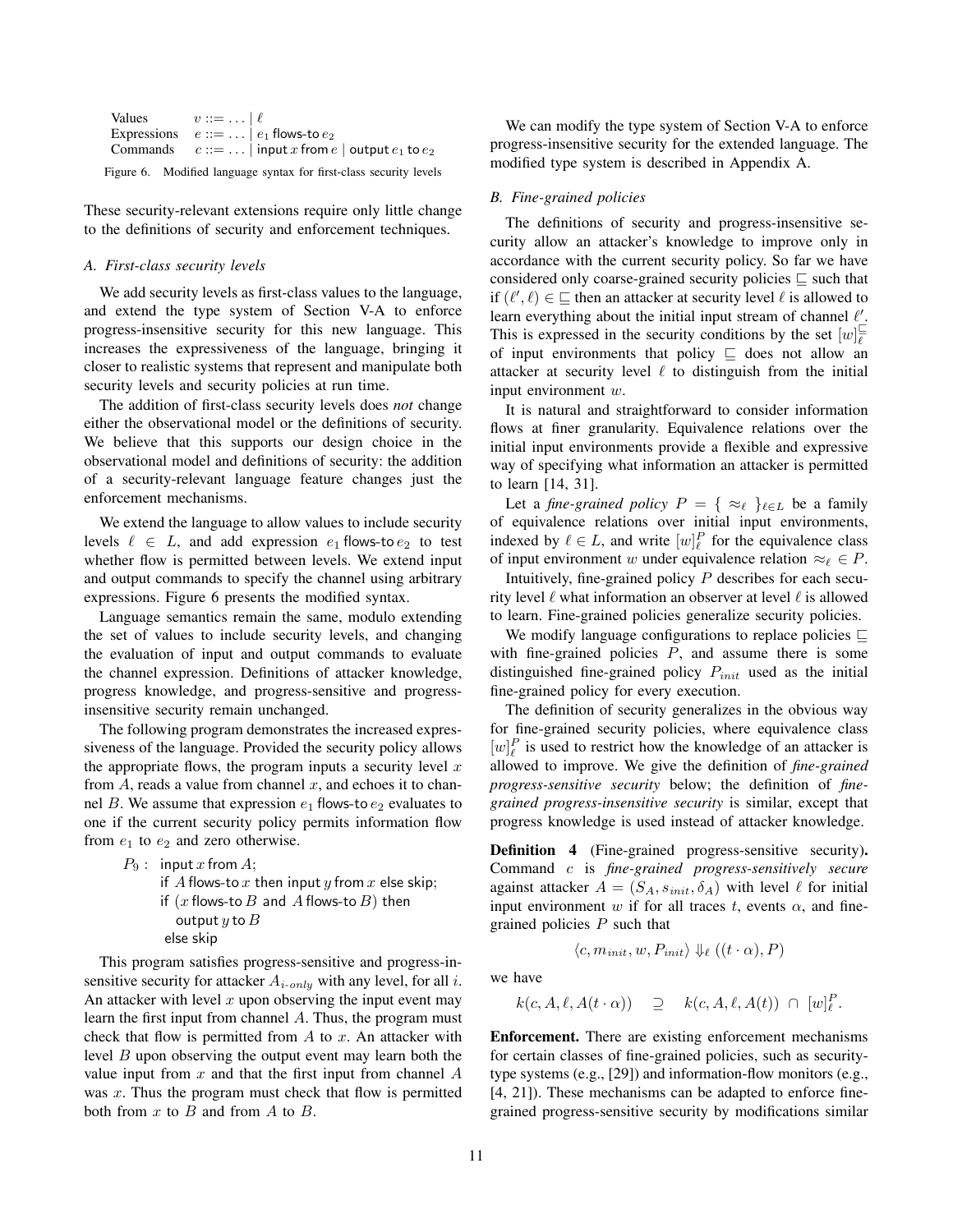| | |
|---|---|
| Values | $v ::= \ldots \mid \ell$ |
| Expressions | $e ::= \ldots \mid e_1$ flows-to $e_2$ |
| Commands | $c ::= \ldots \mid$ input $x$ from $e \mid$ output $e_1$ to $e_2$ |

Figure 6. Modified language syntax for first-class security levels

These security-relevant extensions require only little change to the definitions of security and enforcement techniques.

### A. First-class security levels

We add security levels as first-class values to the language, and extend the type system of Section V-A to enforce progress-insensitive security for this new language. This increases the expressiveness of the language, bringing it closer to realistic systems that represent and manipulate both security levels and security policies at run time.

The addition of first-class security levels does *not* change either the observational model or the definitions of security. We believe that this supports our design choice in the observational model and definitions of security: the addition of a security-relevant language feature changes just the enforcement mechanisms.

We extend the language to allow values to include security levels $\ell \in L$, and add expression $e_1$ flows-to $e_2$ to test whether flow is permitted between levels. We extend input and output commands to specify the channel using arbitrary expressions. Figure 6 presents the modified syntax.

Language semantics remain the same, modulo extending the set of values to include security levels, and changing the evaluation of input and output commands to evaluate the channel expression. Definitions of attacker knowledge, progress knowledge, and progress-sensitive and progress-insensitive security remain unchanged.

The following program demonstrates the increased expressiveness of the language. Provided the security policy allows the appropriate flows, the program inputs a security level $x$ from $A$, reads a value from channel $x$, and echoes it to channel $B$. We assume that expression $e_1$ flows-to $e_2$ evaluates to one if the current security policy permits information flow from $e_1$ to $e_2$ and zero otherwise.

```
P9 :  input x from A;
      if A flows-to x then input y from x else skip;
      if (x flows-to B and A flows-to B) then
         output y to B
      else skip
```

This program satisfies progress-sensitive and progress-insensitive security for attacker $A_{i\text{-}only}$ with any level, for all $i$. An attacker with level $x$ upon observing the input event may learn the first input from channel $A$. Thus, the program must check that flow is permitted from $A$ to $x$. An attacker with level $B$ upon observing the output event may learn both the value input from $x$ and that the first input from channel $A$ was $x$. Thus the program must check that flow is permitted both from $x$ to $B$ and from $A$ to $B$.

We can modify the type system of Section V-A to enforce progress-insensitive security for the extended language. The modified type system is described in Appendix A.

### B. Fine-grained policies

The definitions of security and progress-insensitive security allow an attacker's knowledge to improve only in accordance with the current security policy. So far we have considered only coarse-grained security policies $\sqsubseteq$ such that if $(\ell', \ell) \in \sqsubseteq$ then an attacker at security level $\ell$ is allowed to learn everything about the initial input stream of channel $\ell'$. This is expressed in the security conditions by the set $[w]_\ell^{\sqsubseteq}$ of input environments that policy $\sqsubseteq$ does not allow an attacker at security level $\ell$ to distinguish from the initial input environment $w$.

It is natural and straightforward to consider information flows at finer granularity. Equivalence relations over the initial input environments provide a flexible and expressive way of specifying what information an attacker is permitted to learn [14, 31].

Let a *fine-grained policy* $P = \{ \approx_\ell \}_{\ell \in L}$ be a family of equivalence relations over initial input environments, indexed by $\ell \in L$, and write $[w]_\ell^P$ for the equivalence class of input environment $w$ under equivalence relation $\approx_\ell \in P$.

Intuitively, fine-grained policy $P$ describes for each security level $\ell$ what information an observer at level $\ell$ is allowed to learn. Fine-grained policies generalize security policies.

We modify language configurations to replace policies $\sqsubseteq$ with fine-grained policies $P$, and assume there is some distinguished fine-grained policy $P_{init}$ used as the initial fine-grained policy for every execution.

The definition of security generalizes in the obvious way for fine-grained security policies, where equivalence class $[w]_\ell^P$ is used to restrict how the knowledge of an attacker is allowed to improve. We give the definition of *fine-grained progress-sensitive security* below; the definition of *fine-grained progress-insensitive security* is similar, except that progress knowledge is used instead of attacker knowledge.

**Definition 4** (Fine-grained progress-sensitive security)**.** Command $c$ is *fine-grained progress-sensitively secure* against attacker $A = (S_A, s_{init}, \delta_A)$ with level $\ell$ for initial input environment $w$ if for all traces $t$, events $\alpha$, and fine-grained policies $P$ such that

$$\langle c, m_{init}, w, P_{init}\rangle \Downarrow_\ell ((t \cdot \alpha), P)$$

we have

$$k(c, A, \ell, A(t \cdot \alpha)) \quad \supseteq \quad k(c, A, \ell, A(t)) \ \cap \ [w]_\ell^P.$$

**Enforcement.** There are existing enforcement mechanisms for certain classes of fine-grained policies, such as security-type systems (e.g., [29]) and information-flow monitors (e.g., [4, 21]). These mechanisms can be adapted to enforce fine-grained progress-sensitive security by modifications similar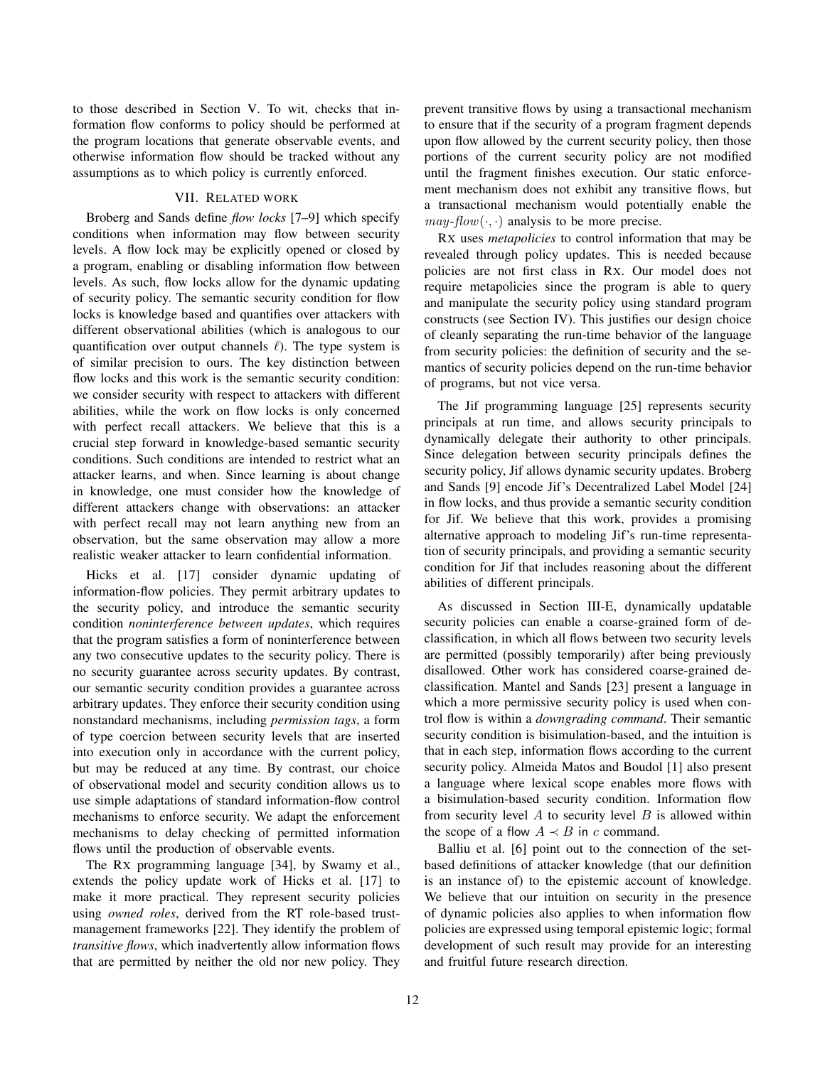to those described in Section V. To wit, checks that information flow conforms to policy should be performed at the program locations that generate observable events, and otherwise information flow should be tracked without any assumptions as to which policy is currently enforced.

## VII. Related work

Broberg and Sands define *flow locks* [7–9] which specify conditions when information may flow between security levels. A flow lock may be explicitly opened or closed by a program, enabling or disabling information flow between levels. As such, flow locks allow for the dynamic updating of security policy. The semantic security condition for flow locks is knowledge based and quantifies over attackers with different observational abilities (which is analogous to our quantification over output channels $\ell$). The type system is of similar precision to ours. The key distinction between flow locks and this work is the semantic security condition: we consider security with respect to attackers with different abilities, while the work on flow locks is only concerned with perfect recall attackers. We believe that this is a crucial step forward in knowledge-based semantic security conditions. Such conditions are intended to restrict what an attacker learns, and when. Since learning is about change in knowledge, one must consider how the knowledge of different attackers change with observations: an attacker with perfect recall may not learn anything new from an observation, but the same observation may allow a more realistic weaker attacker to learn confidential information.

Hicks et al. [17] consider dynamic updating of information-flow policies. They permit arbitrary updates to the security policy, and introduce the semantic security condition *noninterference between updates*, which requires that the program satisfies a form of noninterference between any two consecutive updates to the security policy. There is no security guarantee across security updates. By contrast, our semantic security condition provides a guarantee across arbitrary updates. They enforce their security condition using nonstandard mechanisms, including *permission tags*, a form of type coercion between security levels that are inserted into execution only in accordance with the current policy, but may be reduced at any time. By contrast, our choice of observational model and security condition allows us to use simple adaptations of standard information-flow control mechanisms to enforce security. We adapt the enforcement mechanisms to delay checking of permitted information flows until the production of observable events.

The RX programming language [34], by Swamy et al., extends the policy update work of Hicks et al. [17] to make it more practical. They represent security policies using *owned roles*, derived from the RT role-based trust-management frameworks [22]. They identify the problem of *transitive flows*, which inadvertently allow information flows that are permitted by neither the old nor new policy. They prevent transitive flows by using a transactional mechanism to ensure that if the security of a program fragment depends upon flow allowed by the current security policy, then those portions of the current security policy are not modified until the fragment finishes execution. Our static enforcement mechanism does not exhibit any transitive flows, but a transactional mechanism would potentially enable the $\mathit{may\text{-}flow}(\cdot,\cdot)$ analysis to be more precise.

RX uses *metapolicies* to control information that may be revealed through policy updates. This is needed because policies are not first class in RX. Our model does not require metapolicies since the program is able to query and manipulate the security policy using standard program constructs (see Section IV). This justifies our design choice of cleanly separating the run-time behavior of the language from security policies: the definition of security and the semantics of security policies depend on the run-time behavior of programs, but not vice versa.

The Jif programming language [25] represents security principals at run time, and allows security principals to dynamically delegate their authority to other principals. Since delegation between security principals defines the security policy, Jif allows dynamic security updates. Broberg and Sands [9] encode Jif's Decentralized Label Model [24] in flow locks, and thus provide a semantic security condition for Jif. We believe that this work, provides a promising alternative approach to modeling Jif's run-time representation of security principals, and providing a semantic security condition for Jif that includes reasoning about the different abilities of different principals.

As discussed in Section III-E, dynamically updatable security policies can enable a coarse-grained form of declassification, in which all flows between two security levels are permitted (possibly temporarily) after being previously disallowed. Other work has considered coarse-grained declassification. Mantel and Sands [23] present a language in which a more permissive security policy is used when control flow is within a *downgrading command*. Their semantic security condition is bisimulation-based, and the intuition is that in each step, information flows according to the current security policy. Almeida Matos and Boudol [1] also present a language where lexical scope enables more flows with a bisimulation-based security condition. Information flow from security level $A$ to security level $B$ is allowed within the scope of a flow $A \prec B$ in $c$ command.

Balliu et al. [6] point out to the connection of the set-based definitions of attacker knowledge (that our definition is an instance of) to the epistemic account of knowledge. We believe that our intuition on security in the presence of dynamic policies also applies to when information flow policies are expressed using temporal epistemic logic; formal development of such result may provide for an interesting and fruitful future research direction.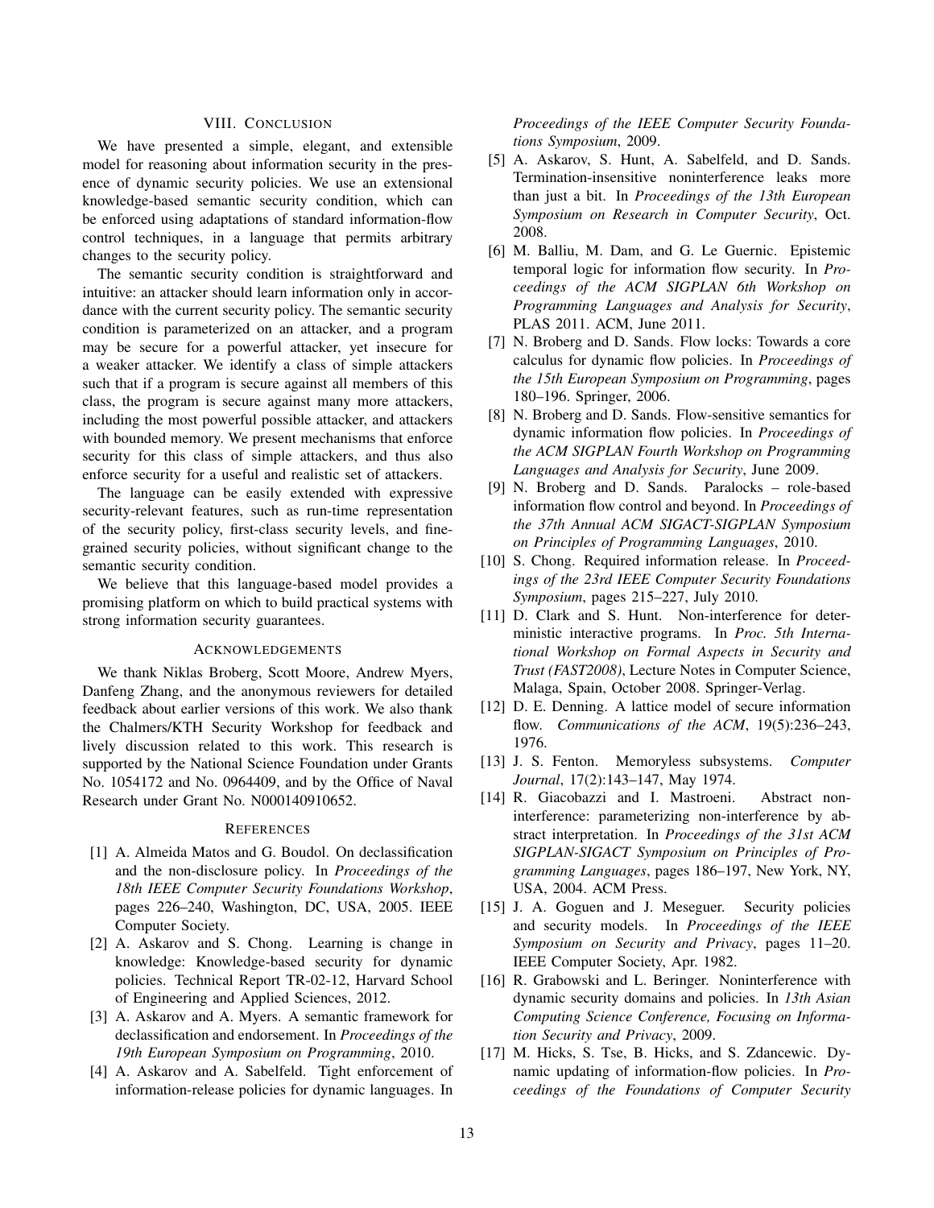## VIII. Conclusion

We have presented a simple, elegant, and extensible model for reasoning about information security in the presence of dynamic security policies. We use an extensional knowledge-based semantic security condition, which can be enforced using adaptations of standard information-flow control techniques, in a language that permits arbitrary changes to the security policy.

The semantic security condition is straightforward and intuitive: an attacker should learn information only in accordance with the current security policy. The semantic security condition is parameterized on an attacker, and a program may be secure for a powerful attacker, yet insecure for a weaker attacker. We identify a class of simple attackers such that if a program is secure against all members of this class, the program is secure against many more attackers, including the most powerful possible attacker, and attackers with bounded memory. We present mechanisms that enforce security for this class of simple attackers, and thus also enforce security for a useful and realistic set of attackers.

The language can be easily extended with expressive security-relevant features, such as run-time representation of the security policy, first-class security levels, and fine-grained security policies, without significant change to the semantic security condition.

We believe that this language-based model provides a promising platform on which to build practical systems with strong information security guarantees.

### Acknowledgements

We thank Niklas Broberg, Scott Moore, Andrew Myers, Danfeng Zhang, and the anonymous reviewers for detailed feedback about earlier versions of this work. We also thank the Chalmers/KTH Security Workshop for feedback and lively discussion related to this work. This research is supported by the National Science Foundation under Grants No. 1054172 and No. 0964409, and by the Office of Naval Research under Grant No. N000140910652.

### References

[1] A. Almeida Matos and G. Boudol. On declassification and the non-disclosure policy. In *Proceedings of the 18th IEEE Computer Security Foundations Workshop*, pages 226–240, Washington, DC, USA, 2005. IEEE Computer Society.

[2] A. Askarov and S. Chong. Learning is change in knowledge: Knowledge-based security for dynamic policies. Technical Report TR-02-12, Harvard School of Engineering and Applied Sciences, 2012.

[3] A. Askarov and A. Myers. A semantic framework for declassification and endorsement. In *Proceedings of the 19th European Symposium on Programming*, 2010.

[4] A. Askarov and A. Sabelfeld. Tight enforcement of information-release policies for dynamic languages. In *Proceedings of the IEEE Computer Security Foundations Symposium*, 2009.

[5] A. Askarov, S. Hunt, A. Sabelfeld, and D. Sands. Termination-insensitive noninterference leaks more than just a bit. In *Proceedings of the 13th European Symposium on Research in Computer Security*, Oct. 2008.

[6] M. Balliu, M. Dam, and G. Le Guernic. Epistemic temporal logic for information flow security. In *Proceedings of the ACM SIGPLAN 6th Workshop on Programming Languages and Analysis for Security*, PLAS 2011. ACM, June 2011.

[7] N. Broberg and D. Sands. Flow locks: Towards a core calculus for dynamic flow policies. In *Proceedings of the 15th European Symposium on Programming*, pages 180–196. Springer, 2006.

[8] N. Broberg and D. Sands. Flow-sensitive semantics for dynamic information flow policies. In *Proceedings of the ACM SIGPLAN Fourth Workshop on Programming Languages and Analysis for Security*, June 2009.

[9] N. Broberg and D. Sands. Paralocks – role-based information flow control and beyond. In *Proceedings of the 37th Annual ACM SIGACT-SIGPLAN Symposium on Principles of Programming Languages*, 2010.

[10] S. Chong. Required information release. In *Proceedings of the 23rd IEEE Computer Security Foundations Symposium*, pages 215–227, July 2010.

[11] D. Clark and S. Hunt. Non-interference for deterministic interactive programs. In *Proc. 5th International Workshop on Formal Aspects in Security and Trust (FAST2008)*, Lecture Notes in Computer Science, Malaga, Spain, October 2008. Springer-Verlag.

[12] D. E. Denning. A lattice model of secure information flow. *Communications of the ACM*, 19(5):236–243, 1976.

[13] J. S. Fenton. Memoryless subsystems. *Computer Journal*, 17(2):143–147, May 1974.

[14] R. Giacobazzi and I. Mastroeni. Abstract non-interference: parameterizing non-interference by abstract interpretation. In *Proceedings of the 31st ACM SIGPLAN-SIGACT Symposium on Principles of Programming Languages*, pages 186–197, New York, NY, USA, 2004. ACM Press.

[15] J. A. Goguen and J. Meseguer. Security policies and security models. In *Proceedings of the IEEE Symposium on Security and Privacy*, pages 11–20. IEEE Computer Society, Apr. 1982.

[16] R. Grabowski and L. Beringer. Noninterference with dynamic security domains and policies. In *13th Asian Computing Science Conference, Focusing on Information Security and Privacy*, 2009.

[17] M. Hicks, S. Tse, B. Hicks, and S. Zdancewic. Dynamic updating of information-flow policies. In *Proceedings of the Foundations of Computer Security*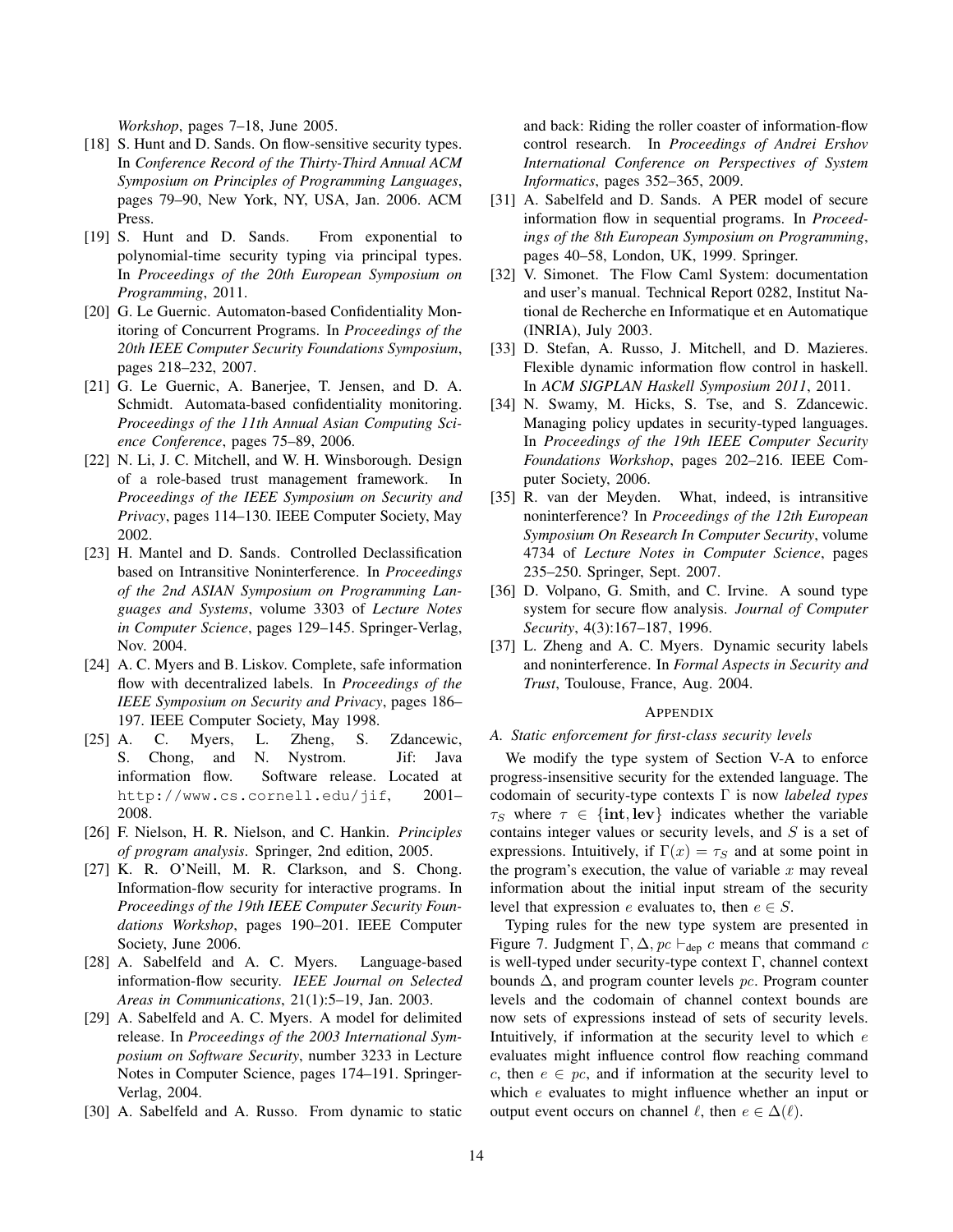*Workshop*, pages 7–18, June 2005.

[18] S. Hunt and D. Sands. On flow-sensitive security types. In *Conference Record of the Thirty-Third Annual ACM Symposium on Principles of Programming Languages*, pages 79–90, New York, NY, USA, Jan. 2006. ACM Press.

[19] S. Hunt and D. Sands. From exponential to polynomial-time security typing via principal types. In *Proceedings of the 20th European Symposium on Programming*, 2011.

[20] G. Le Guernic. Automaton-based Confidentiality Monitoring of Concurrent Programs. In *Proceedings of the 20th IEEE Computer Security Foundations Symposium*, pages 218–232, 2007.

[21] G. Le Guernic, A. Banerjee, T. Jensen, and D. A. Schmidt. Automata-based confidentiality monitoring. *Proceedings of the 11th Annual Asian Computing Science Conference*, pages 75–89, 2006.

[22] N. Li, J. C. Mitchell, and W. H. Winsborough. Design of a role-based trust management framework. In *Proceedings of the IEEE Symposium on Security and Privacy*, pages 114–130. IEEE Computer Society, May 2002.

[23] H. Mantel and D. Sands. Controlled Declassification based on Intransitive Noninterference. In *Proceedings of the 2nd ASIAN Symposium on Programming Languages and Systems*, volume 3303 of *Lecture Notes in Computer Science*, pages 129–145. Springer-Verlag, Nov. 2004.

[24] A. C. Myers and B. Liskov. Complete, safe information flow with decentralized labels. In *Proceedings of the IEEE Symposium on Security and Privacy*, pages 186–197. IEEE Computer Society, May 1998.

[25] A. C. Myers, L. Zheng, S. Zdancewic, S. Chong, and N. Nystrom. Jif: Java information flow. Software release. Located at http://www.cs.cornell.edu/jif, 2001–2008.

[26] F. Nielson, H. R. Nielson, and C. Hankin. *Principles of program analysis*. Springer, 2nd edition, 2005.

[27] K. R. O'Neill, M. R. Clarkson, and S. Chong. Information-flow security for interactive programs. In *Proceedings of the 19th IEEE Computer Security Foundations Workshop*, pages 190–201. IEEE Computer Society, June 2006.

[28] A. Sabelfeld and A. C. Myers. Language-based information-flow security. *IEEE Journal on Selected Areas in Communications*, 21(1):5–19, Jan. 2003.

[29] A. Sabelfeld and A. C. Myers. A model for delimited release. In *Proceedings of the 2003 International Symposium on Software Security*, number 3233 in Lecture Notes in Computer Science, pages 174–191. Springer-Verlag, 2004.

[30] A. Sabelfeld and A. Russo. From dynamic to static and back: Riding the roller coaster of information-flow control research. In *Proceedings of Andrei Ershov International Conference on Perspectives of System Informatics*, pages 352–365, 2009.

[31] A. Sabelfeld and D. Sands. A PER model of secure information flow in sequential programs. In *Proceedings of the 8th European Symposium on Programming*, pages 40–58, London, UK, 1999. Springer.

[32] V. Simonet. The Flow Caml System: documentation and user's manual. Technical Report 0282, Institut National de Recherche en Informatique et en Automatique (INRIA), July 2003.

[33] D. Stefan, A. Russo, J. Mitchell, and D. Mazieres. Flexible dynamic information flow control in haskell. In *ACM SIGPLAN Haskell Symposium 2011*, 2011.

[34] N. Swamy, M. Hicks, S. Tse, and S. Zdancewic. Managing policy updates in security-typed languages. In *Proceedings of the 19th IEEE Computer Security Foundations Workshop*, pages 202–216. IEEE Computer Society, 2006.

[35] R. van der Meyden. What, indeed, is intransitive noninterference? In *Proceedings of the 12th European Symposium On Research In Computer Security*, volume 4734 of *Lecture Notes in Computer Science*, pages 235–250. Springer, Sept. 2007.

[36] D. Volpano, G. Smith, and C. Irvine. A sound type system for secure flow analysis. *Journal of Computer Security*, 4(3):167–187, 1996.

[37] L. Zheng and A. C. Myers. Dynamic security labels and noninterference. In *Formal Aspects in Security and Trust*, Toulouse, France, Aug. 2004.

## APPENDIX

### A. Static enforcement for first-class security levels

We modify the type system of Section V-A to enforce progress-insensitive security for the extended language. The codomain of security-type contexts $\Gamma$ is now *labeled types* $\tau_S$ where $\tau \in \{\mathbf{int}, \mathbf{lev}\}$ indicates whether the variable contains integer values or security levels, and $S$ is a set of expressions. Intuitively, if $\Gamma(x) = \tau_S$ and at some point in the program's execution, the value of variable $x$ may reveal information about the initial input stream of the security level that expression $e$ evaluates to, then $e \in S$.

Typing rules for the new type system are presented in Figure 7. Judgment $\Gamma, \Delta, pc \vdash_{\text{dep}} c$ means that command $c$ is well-typed under security-type context $\Gamma$, channel context bounds $\Delta$, and program counter levels $pc$. Program counter levels and the codomain of channel context bounds are now sets of expressions instead of sets of security levels. Intuitively, if information at the security level to which $e$ evaluates might influence control flow reaching command $c$, then $e \in pc$, and if information at the security level to which $e$ evaluates to might influence whether an input or output event occurs on channel $\ell$, then $e \in \Delta(\ell)$.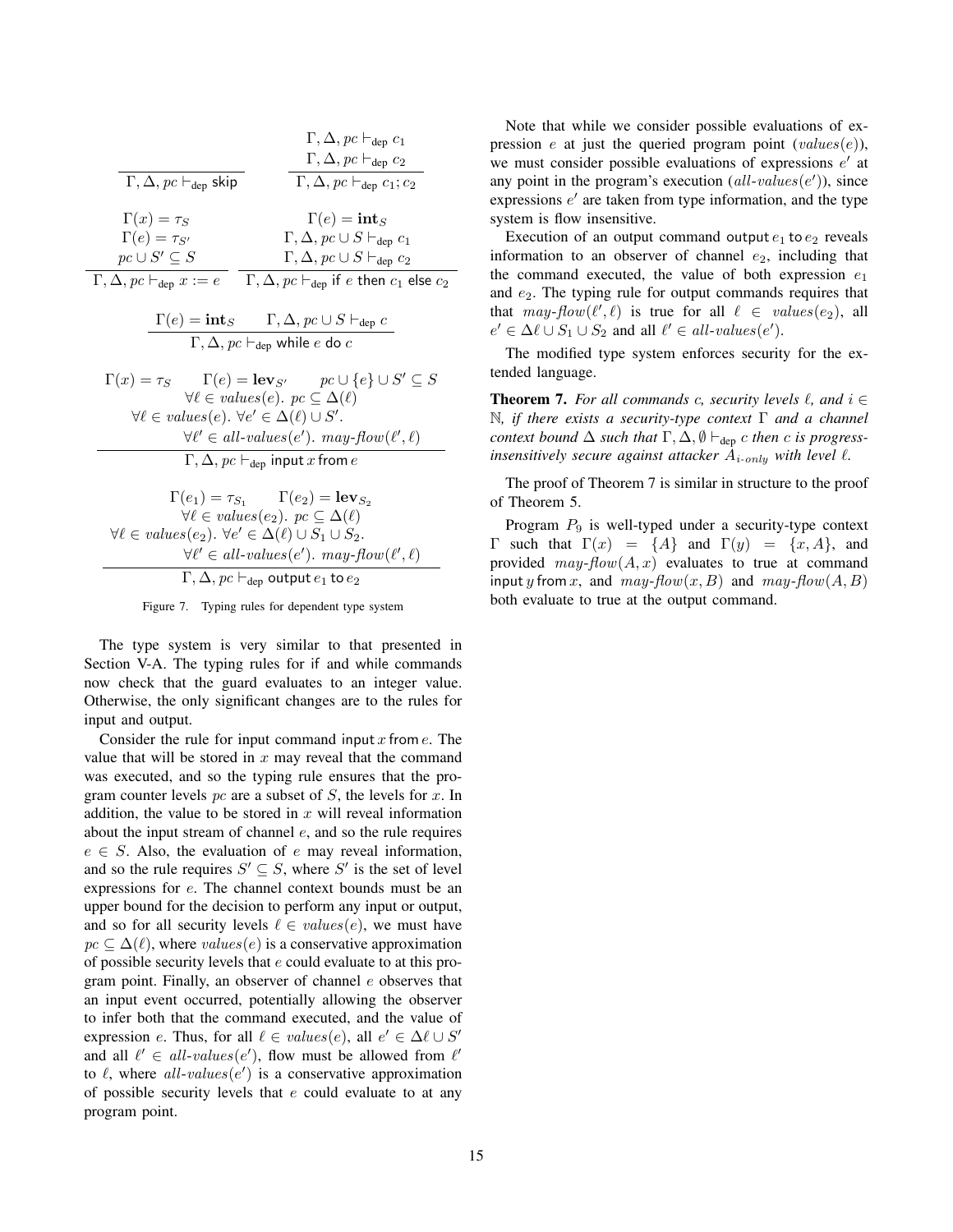$$\frac{}{\Gamma, \Delta, pc \vdash_{\mathsf{dep}} \mathsf{skip}} \qquad \frac{\Gamma, \Delta, pc \vdash_{\mathsf{dep}} c_1 \quad \Gamma, \Delta, pc \vdash_{\mathsf{dep}} c_2}{\Gamma, \Delta, pc \vdash_{\mathsf{dep}} c_1; c_2}$$

$$\frac{\Gamma(x) = \tau_S \quad \Gamma(e) = \tau_{S'} \quad pc \cup S' \subseteq S}{\Gamma, \Delta, pc \vdash_{\mathsf{dep}} x := e} \qquad \frac{\Gamma(e) = \mathbf{int}_S \quad \Gamma, \Delta, pc \cup S \vdash_{\mathsf{dep}} c_1 \quad \Gamma, \Delta, pc \cup S \vdash_{\mathsf{dep}} c_2}{\Gamma, \Delta, pc \vdash_{\mathsf{dep}} \mathsf{if}\ e\ \mathsf{then}\ c_1\ \mathsf{else}\ c_2}$$

$$\frac{\Gamma(e) = \mathbf{int}_S \qquad \Gamma, \Delta, pc \cup S \vdash_{\mathsf{dep}} c}{\Gamma, \Delta, pc \vdash_{\mathsf{dep}} \mathsf{while}\ e\ \mathsf{do}\ c}$$

$$\frac{\begin{array}{c}\Gamma(x) = \tau_S \qquad \Gamma(e) = \mathbf{lev}_{S'} \qquad pc \cup \{e\} \cup S' \subseteq S \\ \forall \ell \in values(e).\ pc \subseteq \Delta(\ell) \\ \forall \ell \in values(e).\ \forall e' \in \Delta(\ell) \cup S'. \\ \forall \ell' \in all\text{-}values(e').\ may\text{-}flow(\ell', \ell)\end{array}}{\Gamma, \Delta, pc \vdash_{\mathsf{dep}} \mathsf{input}\ x\ \mathsf{from}\ e}$$

$$\frac{\begin{array}{c}\Gamma(e_1) = \tau_{S_1} \qquad \Gamma(e_2) = \mathbf{lev}_{S_2} \\ \forall \ell \in values(e_2).\ pc \subseteq \Delta(\ell) \\ \forall \ell \in values(e_2).\ \forall e' \in \Delta(\ell) \cup S_1 \cup S_2. \\ \forall \ell' \in all\text{-}values(e').\ may\text{-}flow(\ell', \ell)\end{array}}{\Gamma, \Delta, pc \vdash_{\mathsf{dep}} \mathsf{output}\ e_1\ \mathsf{to}\ e_2}$$

Figure 7. Typing rules for dependent type system

The type system is very similar to that presented in Section V-A. The typing rules for if and while commands now check that the guard evaluates to an integer value. Otherwise, the only significant changes are to the rules for input and output.

Consider the rule for input command input $x$ from $e$. The value that will be stored in $x$ may reveal that the command was executed, and so the typing rule ensures that the program counter levels $pc$ are a subset of $S$, the levels for $x$. In addition, the value to be stored in $x$ will reveal information about the input stream of channel $e$, and so the rule requires $e \in S$. Also, the evaluation of $e$ may reveal information, and so the rule requires $S' \subseteq S$, where $S'$ is the set of level expressions for $e$. The channel context bounds must be an upper bound for the decision to perform any input or output, and so for all security levels $\ell \in values(e)$, we must have $pc \subseteq \Delta(\ell)$, where $values(e)$ is a conservative approximation of possible security levels that $e$ could evaluate to at this program point. Finally, an observer of channel $e$ observes that an input event occurred, potentially allowing the observer to infer both that the command executed, and the value of expression $e$. Thus, for all $\ell \in values(e)$, all $e' \in \Delta\ell \cup S'$ and all $\ell' \in all\text{-}values(e')$, flow must be allowed from $\ell'$ to $\ell$, where $all\text{-}values(e')$ is a conservative approximation of possible security levels that $e$ could evaluate to at any program point.

Note that while we consider possible evaluations of expression $e$ at just the queried program point ($values(e)$), we must consider possible evaluations of expressions $e'$ at any point in the program's execution ($all\text{-}values(e')$), since expressions $e'$ are taken from type information, and the type system is flow insensitive.

Execution of an output command output $e_1$ to $e_2$ reveals information to an observer of channel $e_2$, including that the command executed, the value of both expression $e_1$ and $e_2$. The typing rule for output commands requires that that $may\text{-}flow(\ell', \ell)$ is true for all $\ell \in values(e_2)$, all $e' \in \Delta\ell \cup S_1 \cup S_2$ and all $\ell' \in all\text{-}values(e')$.

The modified type system enforces security for the extended language.

**Theorem 7.** *For all commands $c$, security levels $\ell$, and $i \in \mathbb{N}$, if there exists a security-type context $\Gamma$ and a channel context bound $\Delta$ such that $\Gamma, \Delta, \emptyset \vdash_{\mathsf{dep}} c$ then $c$ is progress-insensitively secure against attacker $A_{i\text{-}only}$ with level $\ell$.*

The proof of Theorem 7 is similar in structure to the proof of Theorem 5.

Program $P_9$ is well-typed under a security-type context $\Gamma$ such that $\Gamma(x) = \{A\}$ and $\Gamma(y) = \{x, A\}$, and provided $may\text{-}flow(A, x)$ evaluates to true at command input $y$ from $x$, and $may\text{-}flow(x, B)$ and $may\text{-}flow(A, B)$ both evaluate to true at the output command.